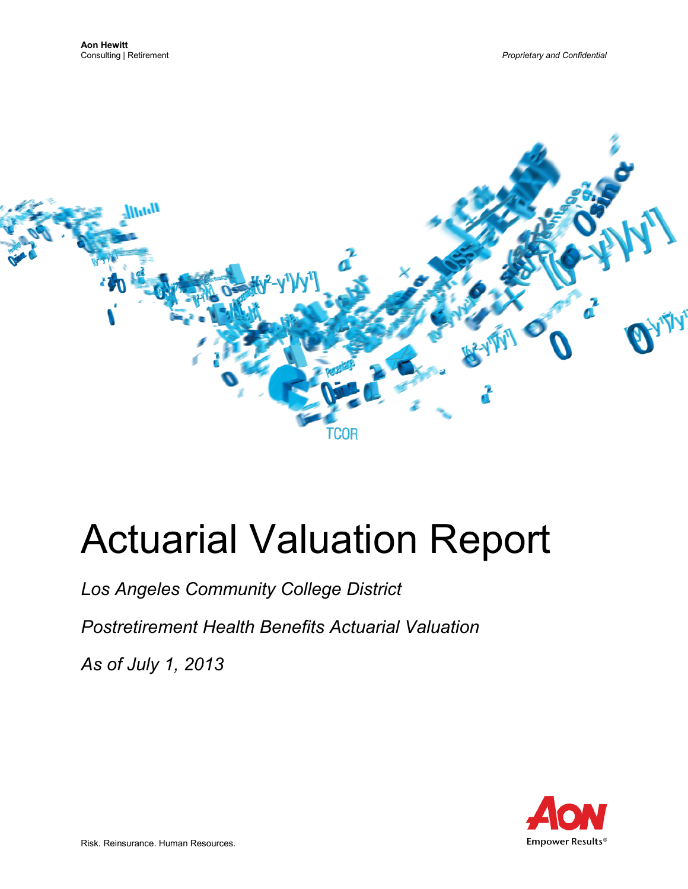**Aon Hewitt**
Consulting | Retirement

*Proprietary and Confidential*

# Actuarial Valuation Report

*Los Angeles Community College District*

*Postretirement Health Benefits Actuarial Valuation*

*As of July 1, 2013*

Risk. Reinsurance. Human Resources.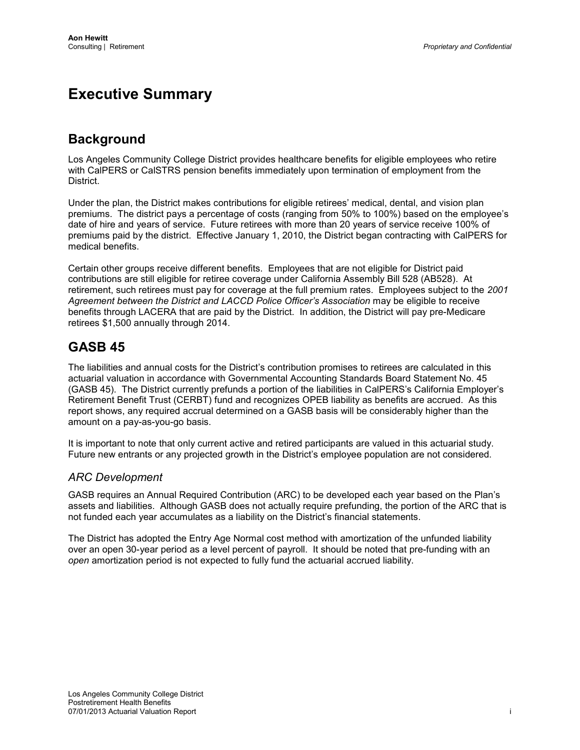# Executive Summary

## Background

Los Angeles Community College District provides healthcare benefits for eligible employees who retire with CalPERS or CalSTRS pension benefits immediately upon termination of employment from the District.

Under the plan, the District makes contributions for eligible retirees' medical, dental, and vision plan premiums. The district pays a percentage of costs (ranging from 50% to 100%) based on the employee's date of hire and years of service. Future retirees with more than 20 years of service receive 100% of premiums paid by the district. Effective January 1, 2010, the District began contracting with CalPERS for medical benefits.

Certain other groups receive different benefits. Employees that are not eligible for District paid contributions are still eligible for retiree coverage under California Assembly Bill 528 (AB528). At retirement, such retirees must pay for coverage at the full premium rates. Employees subject to the *2001 Agreement between the District and LACCD Police Officer's Association* may be eligible to receive benefits through LACERA that are paid by the District. In addition, the District will pay pre-Medicare retirees $1,500 annually through 2014.

## GASB 45

The liabilities and annual costs for the District's contribution promises to retirees are calculated in this actuarial valuation in accordance with Governmental Accounting Standards Board Statement No. 45 (GASB 45). The District currently prefunds a portion of the liabilities in CalPERS's California Employer's Retirement Benefit Trust (CERBT) fund and recognizes OPEB liability as benefits are accrued. As this report shows, any required accrual determined on a GASB basis will be considerably higher than the amount on a pay-as-you-go basis.

It is important to note that only current active and retired participants are valued in this actuarial study. Future new entrants or any projected growth in the District's employee population are not considered.

### *ARC Development*

GASB requires an Annual Required Contribution (ARC) to be developed each year based on the Plan's assets and liabilities. Although GASB does not actually require prefunding, the portion of the ARC that is not funded each year accumulates as a liability on the District's financial statements.

The District has adopted the Entry Age Normal cost method with amortization of the unfunded liability over an open 30-year period as a level percent of payroll. It should be noted that pre-funding with an *open* amortization period is not expected to fully fund the actuarial accrued liability.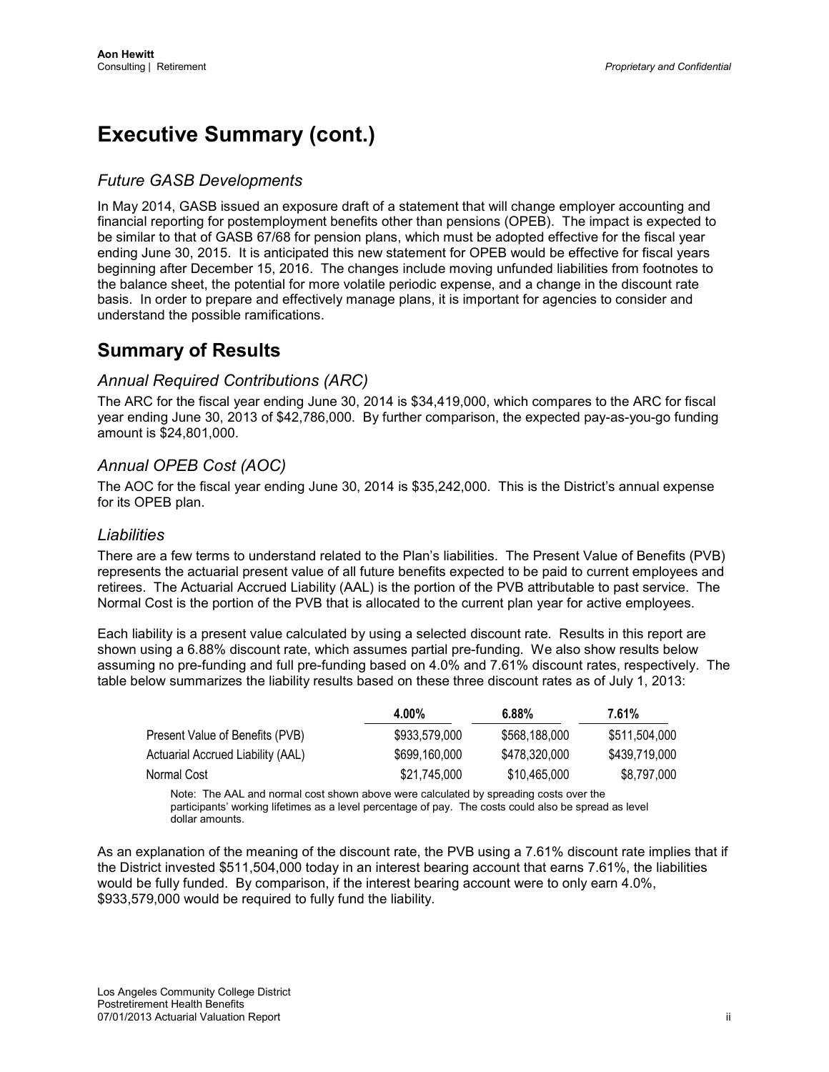# Executive Summary (cont.)

## *Future GASB Developments*

In May 2014, GASB issued an exposure draft of a statement that will change employer accounting and financial reporting for postemployment benefits other than pensions (OPEB). The impact is expected to be similar to that of GASB 67/68 for pension plans, which must be adopted effective for the fiscal year ending June 30, 2015. It is anticipated this new statement for OPEB would be effective for fiscal years beginning after December 15, 2016. The changes include moving unfunded liabilities from footnotes to the balance sheet, the potential for more volatile periodic expense, and a change in the discount rate basis. In order to prepare and effectively manage plans, it is important for agencies to consider and understand the possible ramifications.

# Summary of Results

## *Annual Required Contributions (ARC)*

The ARC for the fiscal year ending June 30, 2014 is $34,419,000, which compares to the ARC for fiscal year ending June 30, 2013 of $42,786,000. By further comparison, the expected pay-as-you-go funding amount is $24,801,000.

## *Annual OPEB Cost (AOC)*

The AOC for the fiscal year ending June 30, 2014 is $35,242,000. This is the District's annual expense for its OPEB plan.

## *Liabilities*

There are a few terms to understand related to the Plan's liabilities. The Present Value of Benefits (PVB) represents the actuarial present value of all future benefits expected to be paid to current employees and retirees. The Actuarial Accrued Liability (AAL) is the portion of the PVB attributable to past service. The Normal Cost is the portion of the PVB that is allocated to the current plan year for active employees.

Each liability is a present value calculated by using a selected discount rate. Results in this report are shown using a 6.88% discount rate, which assumes partial pre-funding. We also show results below assuming no pre-funding and full pre-funding based on 4.0% and 7.61% discount rates, respectively. The table below summarizes the liability results based on these three discount rates as of July 1, 2013:

| | 4.00% | 6.88% | 7.61% |
|---|---|---|---|
| Present Value of Benefits (PVB) | $933,579,000 | $568,188,000 | $511,504,000 |
| Actuarial Accrued Liability (AAL) | $699,160,000 | $478,320,000 | $439,719,000 |
| Normal Cost | $21,745,000 | $10,465,000 | $8,797,000 |

Note: The AAL and normal cost shown above were calculated by spreading costs over the participants' working lifetimes as a level percentage of pay. The costs could also be spread as level dollar amounts.

As an explanation of the meaning of the discount rate, the PVB using a 7.61% discount rate implies that if the District invested $511,504,000 today in an interest bearing account that earns 7.61%, the liabilities would be fully funded. By comparison, if the interest bearing account were to only earn 4.0%, $933,579,000 would be required to fully fund the liability.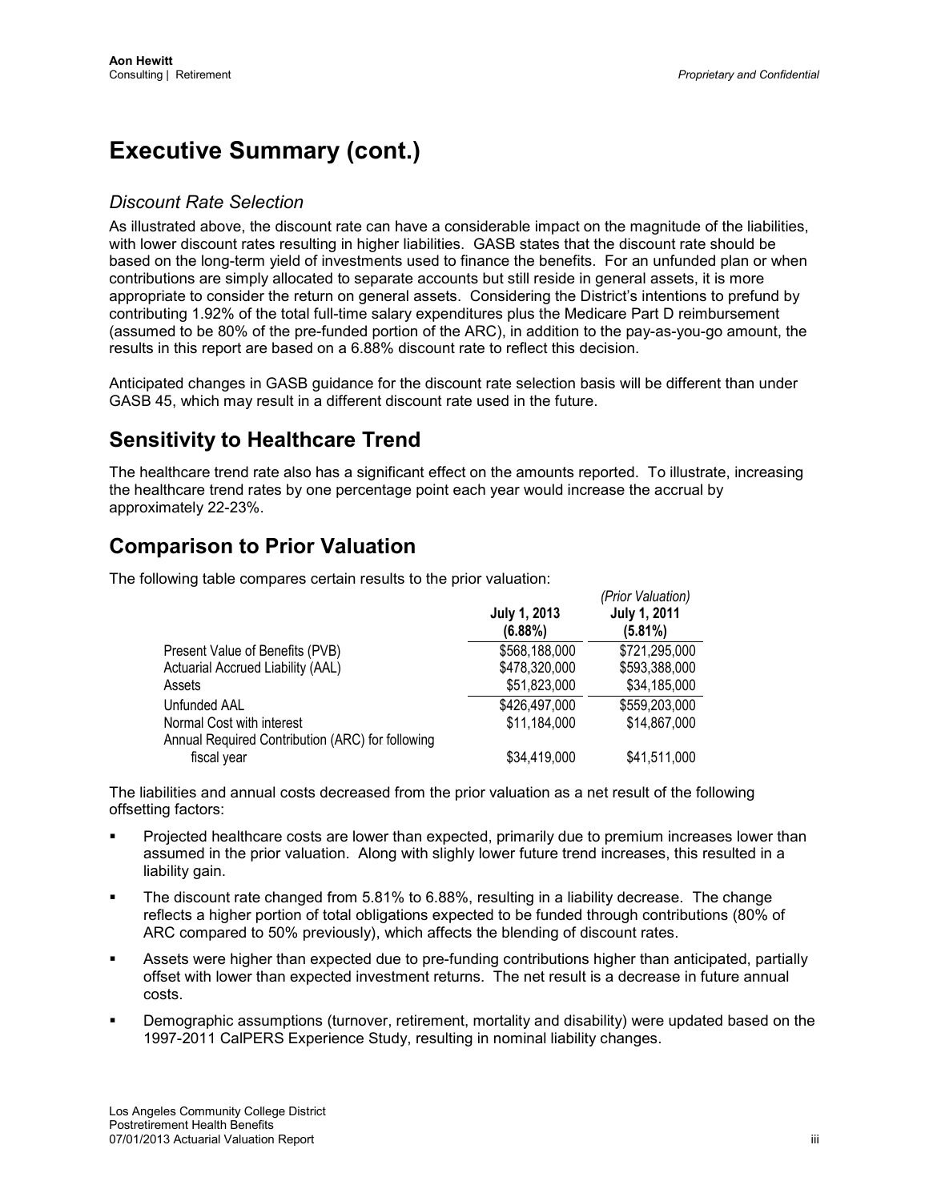# Executive Summary (cont.)

### *Discount Rate Selection*

As illustrated above, the discount rate can have a considerable impact on the magnitude of the liabilities, with lower discount rates resulting in higher liabilities. GASB states that the discount rate should be based on the long-term yield of investments used to finance the benefits. For an unfunded plan or when contributions are simply allocated to separate accounts but still reside in general assets, it is more appropriate to consider the return on general assets. Considering the District's intentions to prefund by contributing 1.92% of the total full-time salary expenditures plus the Medicare Part D reimbursement (assumed to be 80% of the pre-funded portion of the ARC), in addition to the pay-as-you-go amount, the results in this report are based on a 6.88% discount rate to reflect this decision.

Anticipated changes in GASB guidance for the discount rate selection basis will be different than under GASB 45, which may result in a different discount rate used in the future.

## Sensitivity to Healthcare Trend

The healthcare trend rate also has a significant effect on the amounts reported. To illustrate, increasing the healthcare trend rates by one percentage point each year would increase the accrual by approximately 22-23%.

## Comparison to Prior Valuation

The following table compares certain results to the prior valuation:

| | **July 1, 2013 (6.88%)** | *(Prior Valuation)* **July 1, 2011 (5.81%)** |
|---|---|---|
| Present Value of Benefits (PVB) | $568,188,000 | $721,295,000 |
| Actuarial Accrued Liability (AAL) | $478,320,000 | $593,388,000 |
| Assets | $51,823,000 | $34,185,000 |
| Unfunded AAL | $426,497,000 | $559,203,000 |
| Normal Cost with interest | $11,184,000 | $14,867,000 |
| Annual Required Contribution (ARC) for following fiscal year | $34,419,000 | $41,511,000 |

The liabilities and annual costs decreased from the prior valuation as a net result of the following offsetting factors:

- Projected healthcare costs are lower than expected, primarily due to premium increases lower than assumed in the prior valuation. Along with slighly lower future trend increases, this resulted in a liability gain.
- The discount rate changed from 5.81% to 6.88%, resulting in a liability decrease. The change reflects a higher portion of total obligations expected to be funded through contributions (80% of ARC compared to 50% previously), which affects the blending of discount rates.
- Assets were higher than expected due to pre-funding contributions higher than anticipated, partially offset with lower than expected investment returns. The net result is a decrease in future annual costs.
- Demographic assumptions (turnover, retirement, mortality and disability) were updated based on the 1997-2011 CalPERS Experience Study, resulting in nominal liability changes.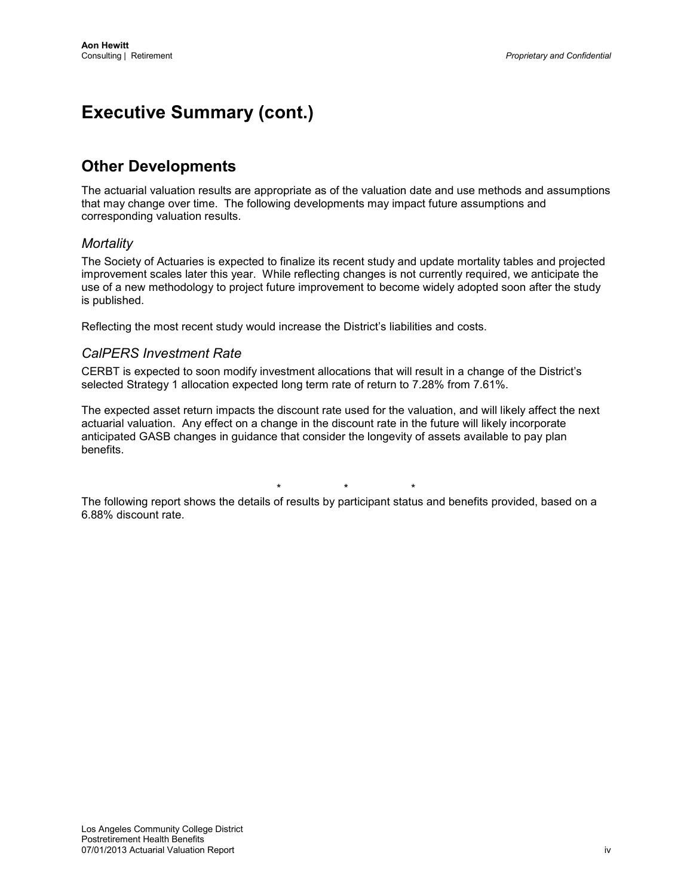# Executive Summary (cont.)

## Other Developments

The actuarial valuation results are appropriate as of the valuation date and use methods and assumptions that may change over time. The following developments may impact future assumptions and corresponding valuation results.

### *Mortality*

The Society of Actuaries is expected to finalize its recent study and update mortality tables and projected improvement scales later this year. While reflecting changes is not currently required, we anticipate the use of a new methodology to project future improvement to become widely adopted soon after the study is published.

Reflecting the most recent study would increase the District's liabilities and costs.

### *CalPERS Investment Rate*

CERBT is expected to soon modify investment allocations that will result in a change of the District's selected Strategy 1 allocation expected long term rate of return to 7.28% from 7.61%.

The expected asset return impacts the discount rate used for the valuation, and will likely affect the next actuarial valuation. Any effect on a change in the discount rate in the future will likely incorporate anticipated GASB changes in guidance that consider the longevity of assets available to pay plan benefits.

\* \* \*

The following report shows the details of results by participant status and benefits provided, based on a 6.88% discount rate.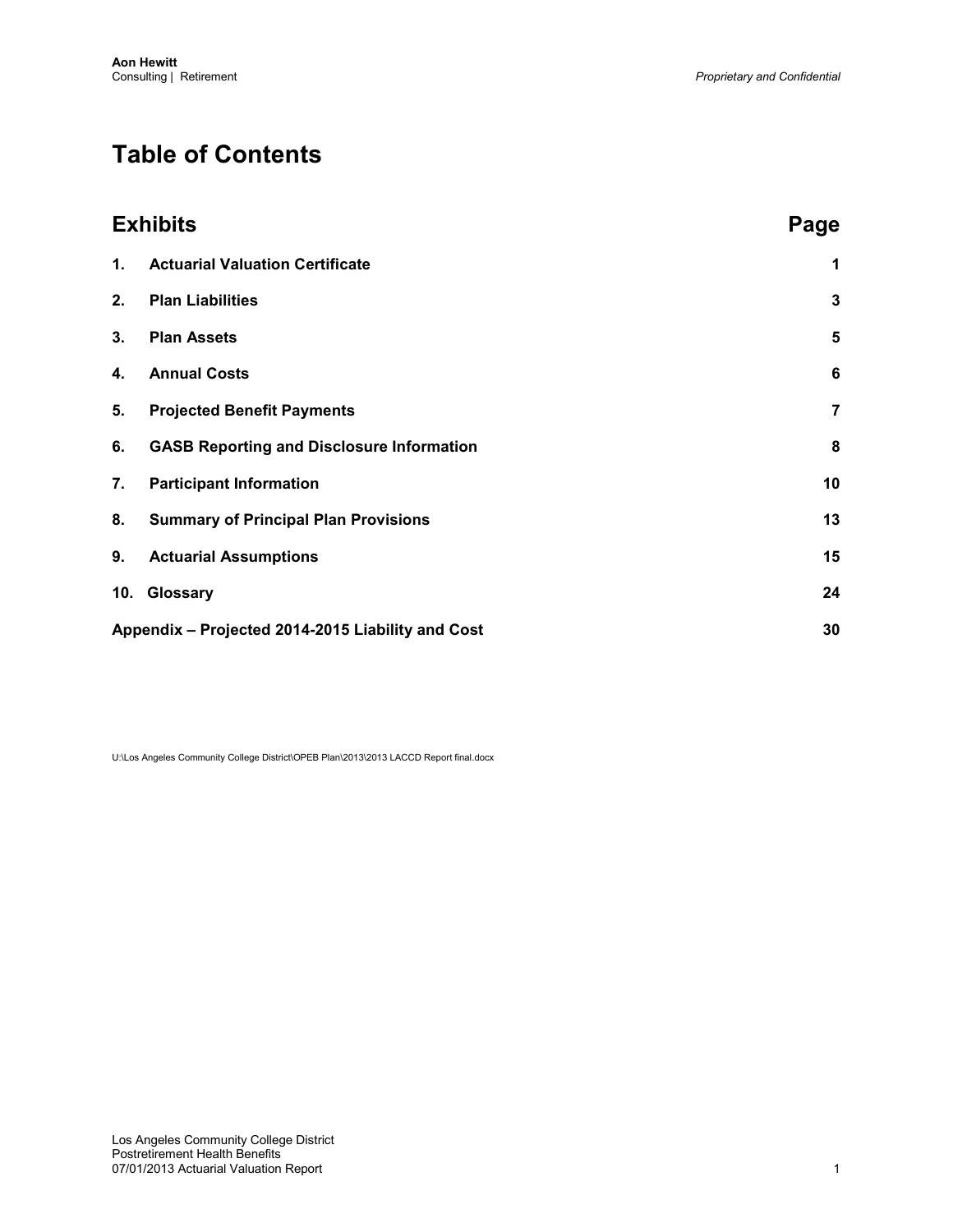# Table of Contents

| Exhibits | Page |
| --- | --- |
| **1. Actuarial Valuation Certificate** | **1** |
| **2. Plan Liabilities** | **3** |
| **3. Plan Assets** | **5** |
| **4. Annual Costs** | **6** |
| **5. Projected Benefit Payments** | **7** |
| **6. GASB Reporting and Disclosure Information** | **8** |
| **7. Participant Information** | **10** |
| **8. Summary of Principal Plan Provisions** | **13** |
| **9. Actuarial Assumptions** | **15** |
| **10. Glossary** | **24** |
| **Appendix – Projected 2014-2015 Liability and Cost** | **30** |

U:\Los Angeles Community College District\OPEB Plan\2013\2013 LACCD Report final.docx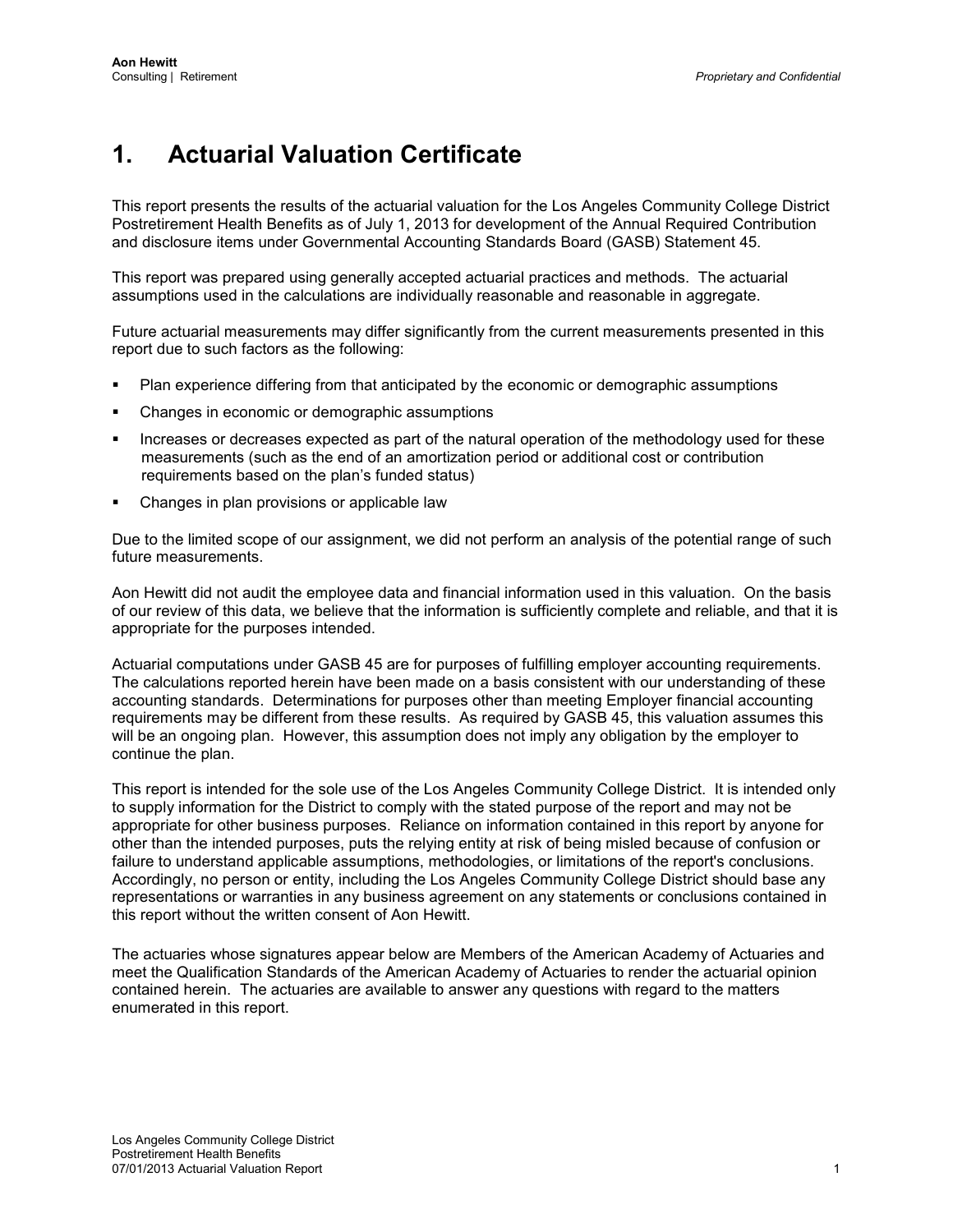# 1. Actuarial Valuation Certificate

This report presents the results of the actuarial valuation for the Los Angeles Community College District Postretirement Health Benefits as of July 1, 2013 for development of the Annual Required Contribution and disclosure items under Governmental Accounting Standards Board (GASB) Statement 45.

This report was prepared using generally accepted actuarial practices and methods. The actuarial assumptions used in the calculations are individually reasonable and reasonable in aggregate.

Future actuarial measurements may differ significantly from the current measurements presented in this report due to such factors as the following:

- Plan experience differing from that anticipated by the economic or demographic assumptions
- Changes in economic or demographic assumptions
- Increases or decreases expected as part of the natural operation of the methodology used for these measurements (such as the end of an amortization period or additional cost or contribution requirements based on the plan's funded status)
- Changes in plan provisions or applicable law

Due to the limited scope of our assignment, we did not perform an analysis of the potential range of such future measurements.

Aon Hewitt did not audit the employee data and financial information used in this valuation. On the basis of our review of this data, we believe that the information is sufficiently complete and reliable, and that it is appropriate for the purposes intended.

Actuarial computations under GASB 45 are for purposes of fulfilling employer accounting requirements. The calculations reported herein have been made on a basis consistent with our understanding of these accounting standards. Determinations for purposes other than meeting Employer financial accounting requirements may be different from these results. As required by GASB 45, this valuation assumes this will be an ongoing plan. However, this assumption does not imply any obligation by the employer to continue the plan.

This report is intended for the sole use of the Los Angeles Community College District. It is intended only to supply information for the District to comply with the stated purpose of the report and may not be appropriate for other business purposes. Reliance on information contained in this report by anyone for other than the intended purposes, puts the relying entity at risk of being misled because of confusion or failure to understand applicable assumptions, methodologies, or limitations of the report's conclusions. Accordingly, no person or entity, including the Los Angeles Community College District should base any representations or warranties in any business agreement on any statements or conclusions contained in this report without the written consent of Aon Hewitt.

The actuaries whose signatures appear below are Members of the American Academy of Actuaries and meet the Qualification Standards of the American Academy of Actuaries to render the actuarial opinion contained herein. The actuaries are available to answer any questions with regard to the matters enumerated in this report.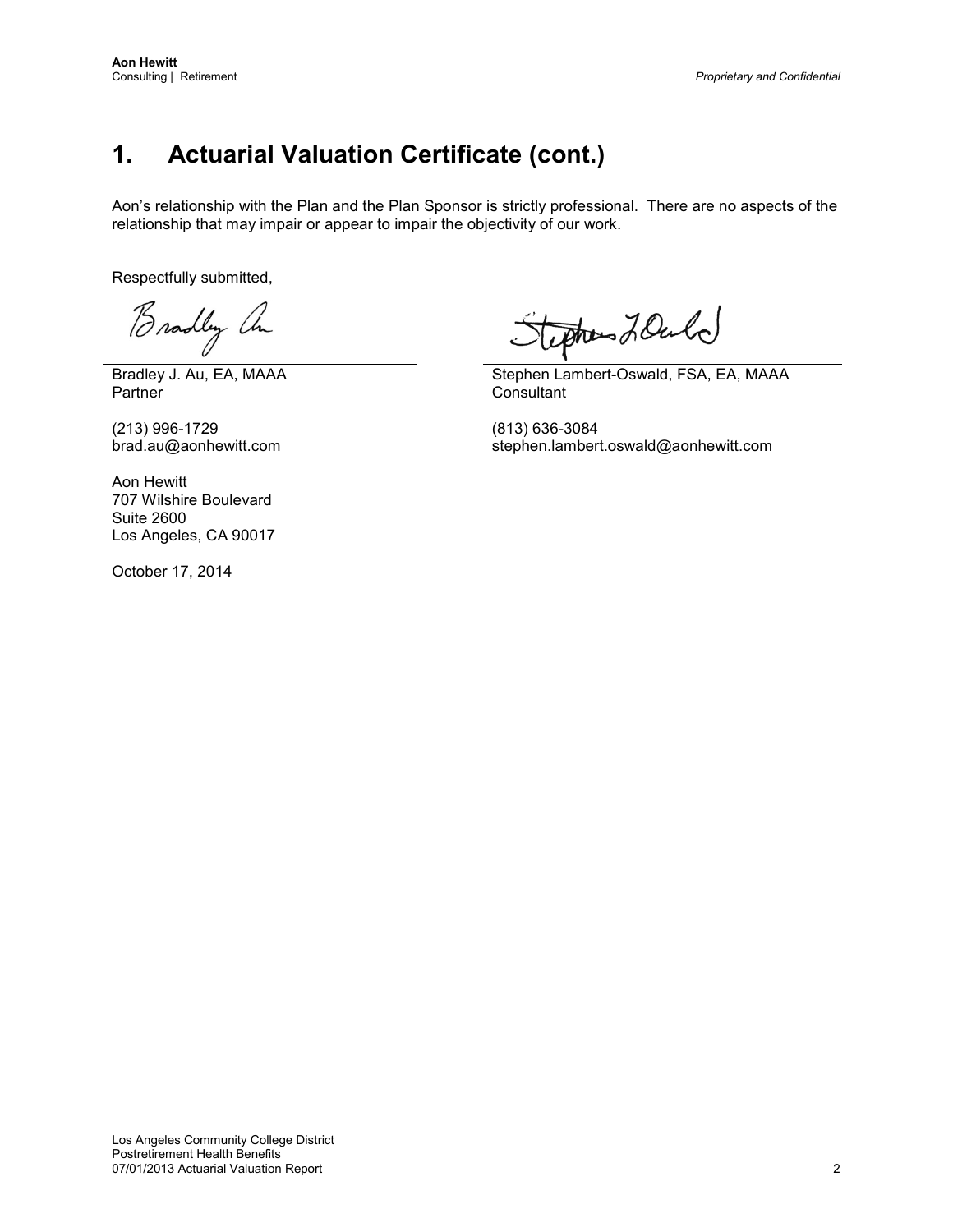# 1. Actuarial Valuation Certificate (cont.)

Aon's relationship with the Plan and the Plan Sponsor is strictly professional. There are no aspects of the relationship that may impair or appear to impair the objectivity of our work.

Respectfully submitted,

Bradley J. Au, EA, MAAA
Partner

(213) 996-1729
brad.au@aonhewitt.com

Aon Hewitt
707 Wilshire Boulevard
Suite 2600
Los Angeles, CA 90017

October 17, 2014

Stephen Lambert-Oswald, FSA, EA, MAAA
Consultant

(813) 636-3084
stephen.lambert.oswald@aonhewitt.com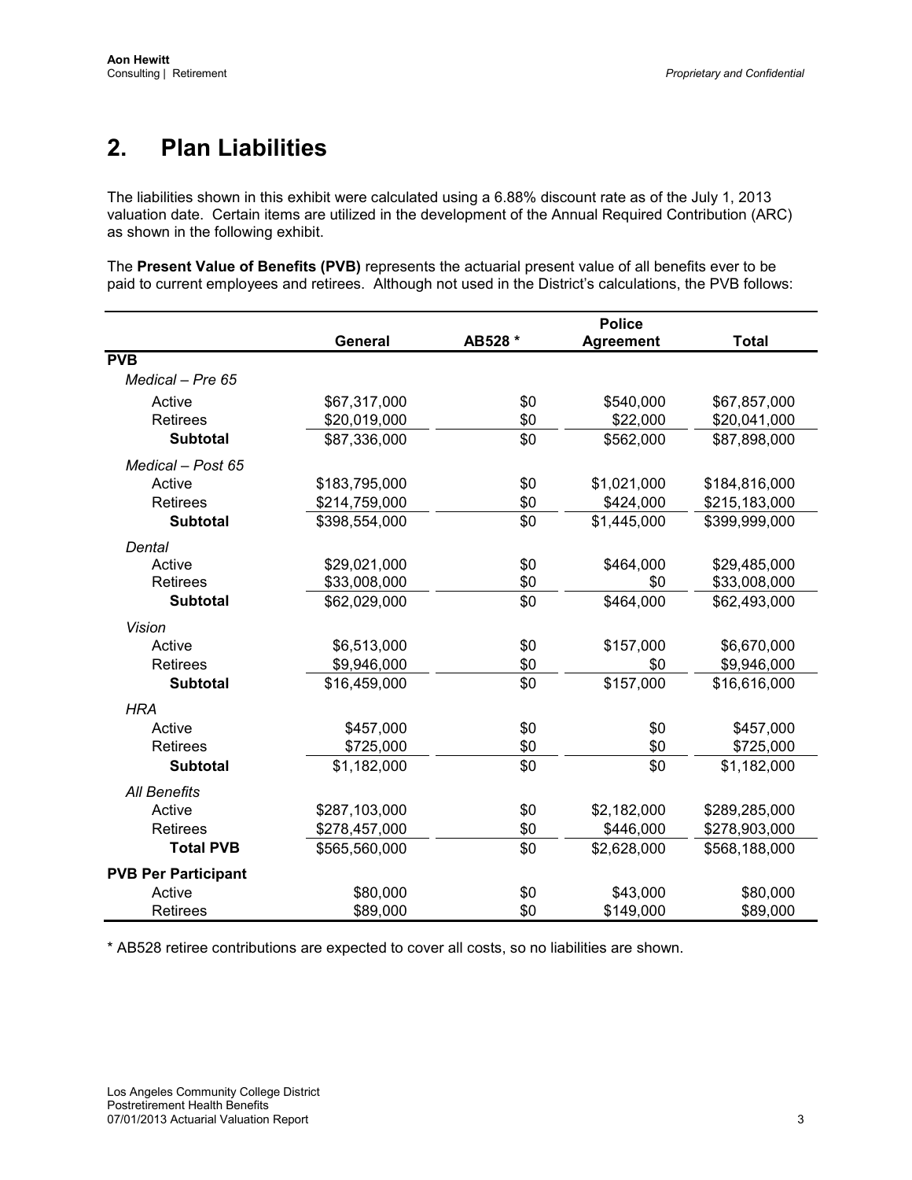# 2. Plan Liabilities

The liabilities shown in this exhibit were calculated using a 6.88% discount rate as of the July 1, 2013 valuation date. Certain items are utilized in the development of the Annual Required Contribution (ARC) as shown in the following exhibit.

The **Present Value of Benefits (PVB)** represents the actuarial present value of all benefits ever to be paid to current employees and retirees. Although not used in the District's calculations, the PVB follows:

| | General | AB528 * | Police Agreement | Total |
|---|---|---|---|---|
| **PVB** | | | | |
| *Medical – Pre 65* | | | | |
| Active | $67,317,000 | $0 | $540,000 | $67,857,000 |
| Retirees | $20,019,000 | $0 | $22,000 | $20,041,000 |
| **Subtotal** | $87,336,000 | $0 | $562,000 | $87,898,000 |
| *Medical – Post 65* | | | | |
| Active | $183,795,000 | $0 | $1,021,000 | $184,816,000 |
| Retirees | $214,759,000 | $0 | $424,000 | $215,183,000 |
| **Subtotal** | $398,554,000 | $0 | $1,445,000 | $399,999,000 |
| *Dental* | | | | |
| Active | $29,021,000 | $0 | $464,000 | $29,485,000 |
| Retirees | $33,008,000 | $0 | $0 | $33,008,000 |
| **Subtotal** | $62,029,000 | $0 | $464,000 | $62,493,000 |
| *Vision* | | | | |
| Active | $6,513,000 | $0 | $157,000 | $6,670,000 |
| Retirees | $9,946,000 | $0 | $0 | $9,946,000 |
| **Subtotal** | $16,459,000 | $0 | $157,000 | $16,616,000 |
| *HRA* | | | | |
| Active | $457,000 | $0 | $0 | $457,000 |
| Retirees | $725,000 | $0 | $0 | $725,000 |
| **Subtotal** | $1,182,000 | $0 | $0 | $1,182,000 |
| *All Benefits* | | | | |
| Active | $287,103,000 | $0 | $2,182,000 | $289,285,000 |
| Retirees | $278,457,000 | $0 | $446,000 | $278,903,000 |
| **Total PVB** | $565,560,000 | $0 | $2,628,000 | $568,188,000 |
| **PVB Per Participant** | | | | |
| Active | $80,000 | $0 | $43,000 | $80,000 |
| Retirees | $89,000 | $0 | $149,000 | $89,000 |

* AB528 retiree contributions are expected to cover all costs, so no liabilities are shown.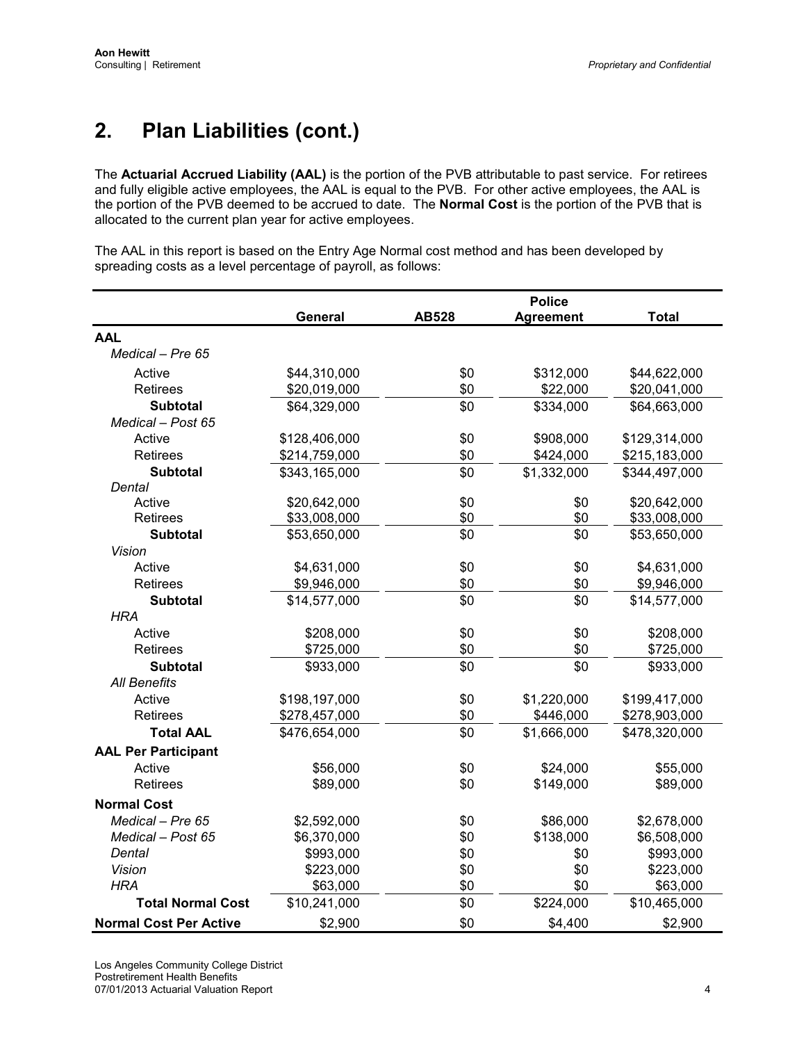# 2. Plan Liabilities (cont.)

The **Actuarial Accrued Liability (AAL)** is the portion of the PVB attributable to past service. For retirees and fully eligible active employees, the AAL is equal to the PVB. For other active employees, the AAL is the portion of the PVB deemed to be accrued to date. The **Normal Cost** is the portion of the PVB that is allocated to the current plan year for active employees.

The AAL in this report is based on the Entry Age Normal cost method and has been developed by spreading costs as a level percentage of payroll, as follows:

| | General | AB528 | Police Agreement | Total |
|---|---|---|---|---|
| **AAL** | | | | |
| *Medical – Pre 65* | | | | |
| Active | \$44,310,000 | \$0 | \$312,000 | \$44,622,000 |
| Retirees | \$20,019,000 | \$0 | \$22,000 | \$20,041,000 |
| **Subtotal** | \$64,329,000 | \$0 | \$334,000 | \$64,663,000 |
| *Medical – Post 65* | | | | |
| Active | \$128,406,000 | \$0 | \$908,000 | \$129,314,000 |
| Retirees | \$214,759,000 | \$0 | \$424,000 | \$215,183,000 |
| **Subtotal** | \$343,165,000 | \$0 | \$1,332,000 | \$344,497,000 |
| *Dental* | | | | |
| Active | \$20,642,000 | \$0 | \$0 | \$20,642,000 |
| Retirees | \$33,008,000 | \$0 | \$0 | \$33,008,000 |
| **Subtotal** | \$53,650,000 | \$0 | \$0 | \$53,650,000 |
| *Vision* | | | | |
| Active | \$4,631,000 | \$0 | \$0 | \$4,631,000 |
| Retirees | \$9,946,000 | \$0 | \$0 | \$9,946,000 |
| **Subtotal** | \$14,577,000 | \$0 | \$0 | \$14,577,000 |
| *HRA* | | | | |
| Active | \$208,000 | \$0 | \$0 | \$208,000 |
| Retirees | \$725,000 | \$0 | \$0 | \$725,000 |
| **Subtotal** | \$933,000 | \$0 | \$0 | \$933,000 |
| *All Benefits* | | | | |
| Active | \$198,197,000 | \$0 | \$1,220,000 | \$199,417,000 |
| Retirees | \$278,457,000 | \$0 | \$446,000 | \$278,903,000 |
| **Total AAL** | \$476,654,000 | \$0 | \$1,666,000 | \$478,320,000 |
| **AAL Per Participant** | | | | |
| Active | \$56,000 | \$0 | \$24,000 | \$55,000 |
| Retirees | \$89,000 | \$0 | \$149,000 | \$89,000 |
| **Normal Cost** | | | | |
| *Medical – Pre 65* | \$2,592,000 | \$0 | \$86,000 | \$2,678,000 |
| *Medical – Post 65* | \$6,370,000 | \$0 | \$138,000 | \$6,508,000 |
| *Dental* | \$993,000 | \$0 | \$0 | \$993,000 |
| *Vision* | \$223,000 | \$0 | \$0 | \$223,000 |
| *HRA* | \$63,000 | \$0 | \$0 | \$63,000 |
| **Total Normal Cost** | \$10,241,000 | \$0 | \$224,000 | \$10,465,000 |
| **Normal Cost Per Active** | \$2,900 | \$0 | \$4,400 | \$2,900 |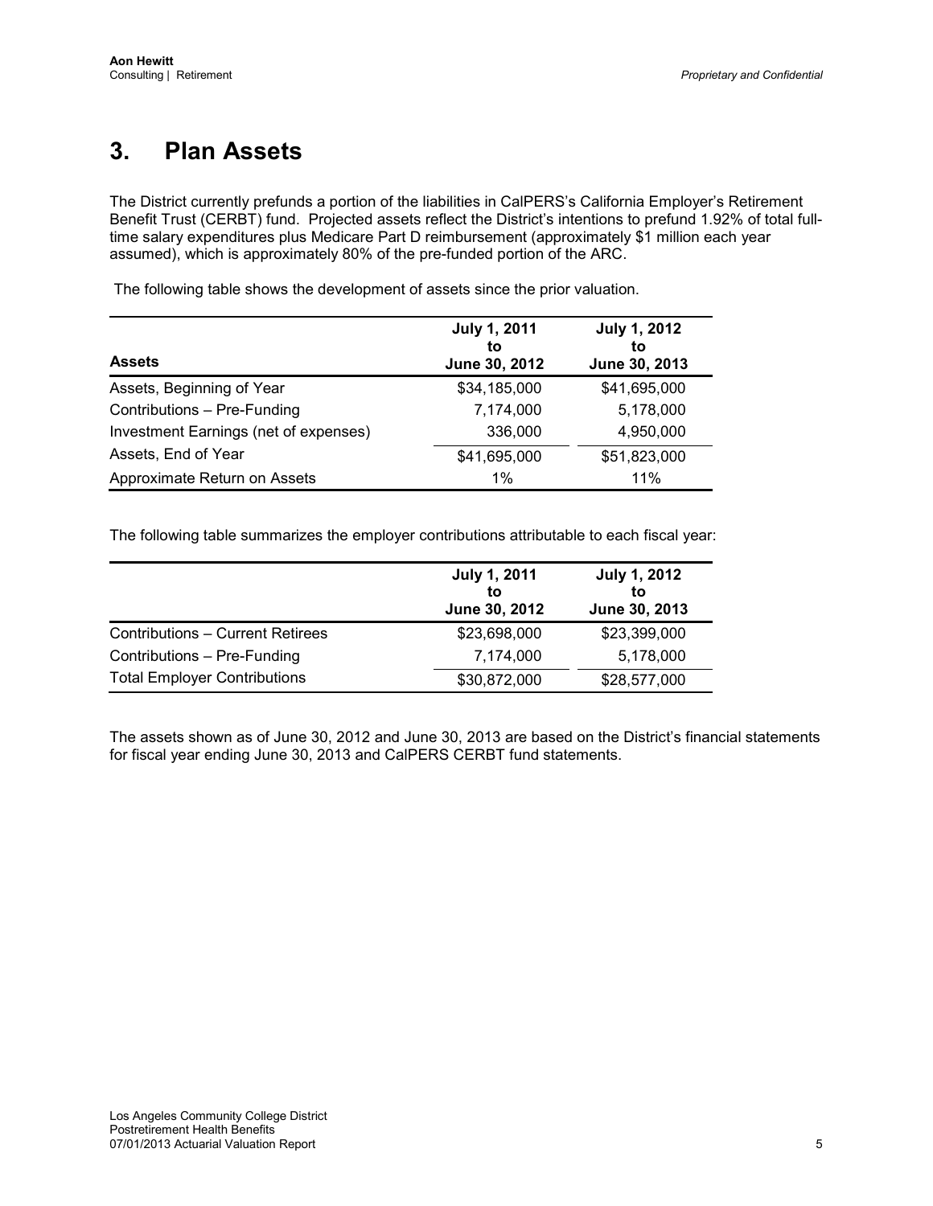# 3. Plan Assets

The District currently prefunds a portion of the liabilities in CalPERS's California Employer's Retirement Benefit Trust (CERBT) fund. Projected assets reflect the District's intentions to prefund 1.92% of total full-time salary expenditures plus Medicare Part D reimbursement (approximately $1 million each year assumed), which is approximately 80% of the pre-funded portion of the ARC.

The following table shows the development of assets since the prior valuation.

| Assets | July 1, 2011 to June 30, 2012 | July 1, 2012 to June 30, 2013 |
|---|---|---|
| Assets, Beginning of Year | $34,185,000 | $41,695,000 |
| Contributions – Pre-Funding | 7,174,000 | 5,178,000 |
| Investment Earnings (net of expenses) | 336,000 | 4,950,000 |
| Assets, End of Year | $41,695,000 | $51,823,000 |
| Approximate Return on Assets | 1% | 11% |

The following table summarizes the employer contributions attributable to each fiscal year:

| | July 1, 2011 to June 30, 2012 | July 1, 2012 to June 30, 2013 |
|---|---|---|
| Contributions – Current Retirees | $23,698,000 | $23,399,000 |
| Contributions – Pre-Funding | 7,174,000 | 5,178,000 |
| Total Employer Contributions | $30,872,000 | $28,577,000 |

The assets shown as of June 30, 2012 and June 30, 2013 are based on the District's financial statements for fiscal year ending June 30, 2013 and CalPERS CERBT fund statements.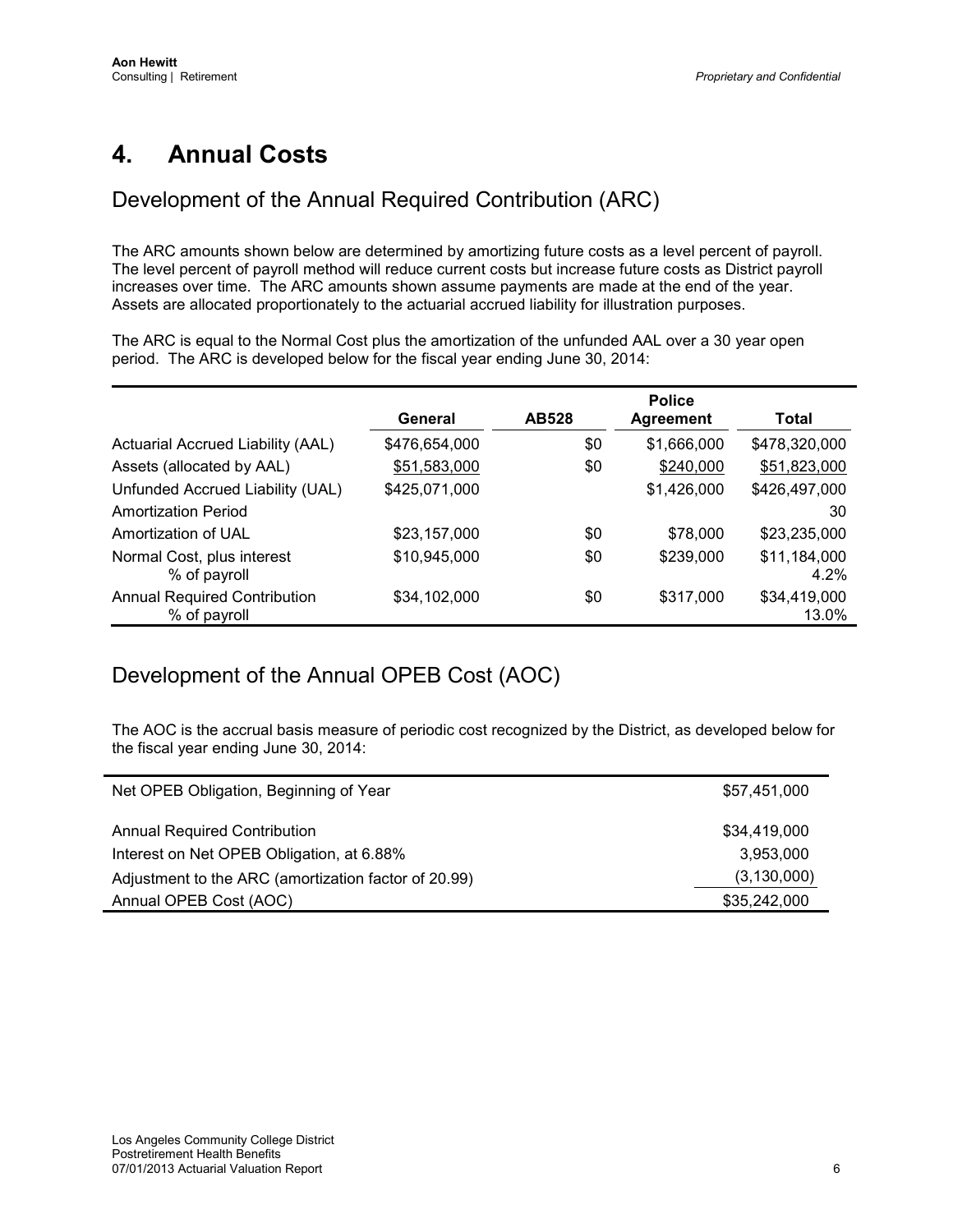# 4. Annual Costs

## Development of the Annual Required Contribution (ARC)

The ARC amounts shown below are determined by amortizing future costs as a level percent of payroll. The level percent of payroll method will reduce current costs but increase future costs as District payroll increases over time. The ARC amounts shown assume payments are made at the end of the year. Assets are allocated proportionately to the actuarial accrued liability for illustration purposes.

The ARC is equal to the Normal Cost plus the amortization of the unfunded AAL over a 30 year open period. The ARC is developed below for the fiscal year ending June 30, 2014:

| | General | AB528 | Police Agreement | Total |
|---|---|---|---|---|
| Actuarial Accrued Liability (AAL) | $476,654,000 | $0 | $1,666,000 | $478,320,000 |
| Assets (allocated by AAL) | $51,583,000 | $0 | $240,000 | $51,823,000 |
| Unfunded Accrued Liability (UAL) | $425,071,000 | | $1,426,000 | $426,497,000 |
| Amortization Period | | | | 30 |
| Amortization of UAL | $23,157,000 | $0 | $78,000 | $23,235,000 |
| Normal Cost, plus interest | $10,945,000 | $0 | $239,000 | $11,184,000 |
| % of payroll | | | | 4.2% |
| Annual Required Contribution | $34,102,000 | $0 | $317,000 | $34,419,000 |
| % of payroll | | | | 13.0% |

## Development of the Annual OPEB Cost (AOC)

The AOC is the accrual basis measure of periodic cost recognized by the District, as developed below for the fiscal year ending June 30, 2014:

| | |
|---|---|
| Net OPEB Obligation, Beginning of Year | $57,451,000 |
| Annual Required Contribution | $34,419,000 |
| Interest on Net OPEB Obligation, at 6.88% | 3,953,000 |
| Adjustment to the ARC (amortization factor of 20.99) | (3,130,000) |
| Annual OPEB Cost (AOC) | $35,242,000 |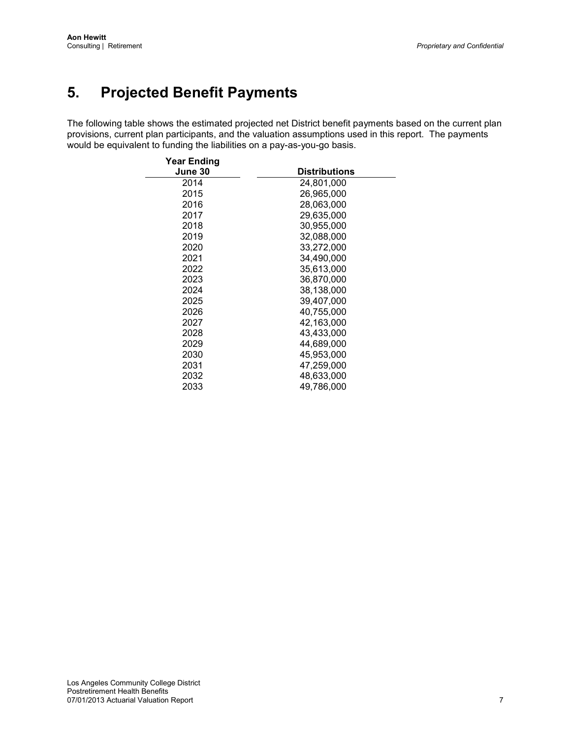# 5. Projected Benefit Payments

The following table shows the estimated projected net District benefit payments based on the current plan provisions, current plan participants, and the valuation assumptions used in this report. The payments would be equivalent to funding the liabilities on a pay-as-you-go basis.

| Year Ending June 30 | Distributions |
|---|---|
| 2014 | 24,801,000 |
| 2015 | 26,965,000 |
| 2016 | 28,063,000 |
| 2017 | 29,635,000 |
| 2018 | 30,955,000 |
| 2019 | 32,088,000 |
| 2020 | 33,272,000 |
| 2021 | 34,490,000 |
| 2022 | 35,613,000 |
| 2023 | 36,870,000 |
| 2024 | 38,138,000 |
| 2025 | 39,407,000 |
| 2026 | 40,755,000 |
| 2027 | 42,163,000 |
| 2028 | 43,433,000 |
| 2029 | 44,689,000 |
| 2030 | 45,953,000 |
| 2031 | 47,259,000 |
| 2032 | 48,633,000 |
| 2033 | 49,786,000 |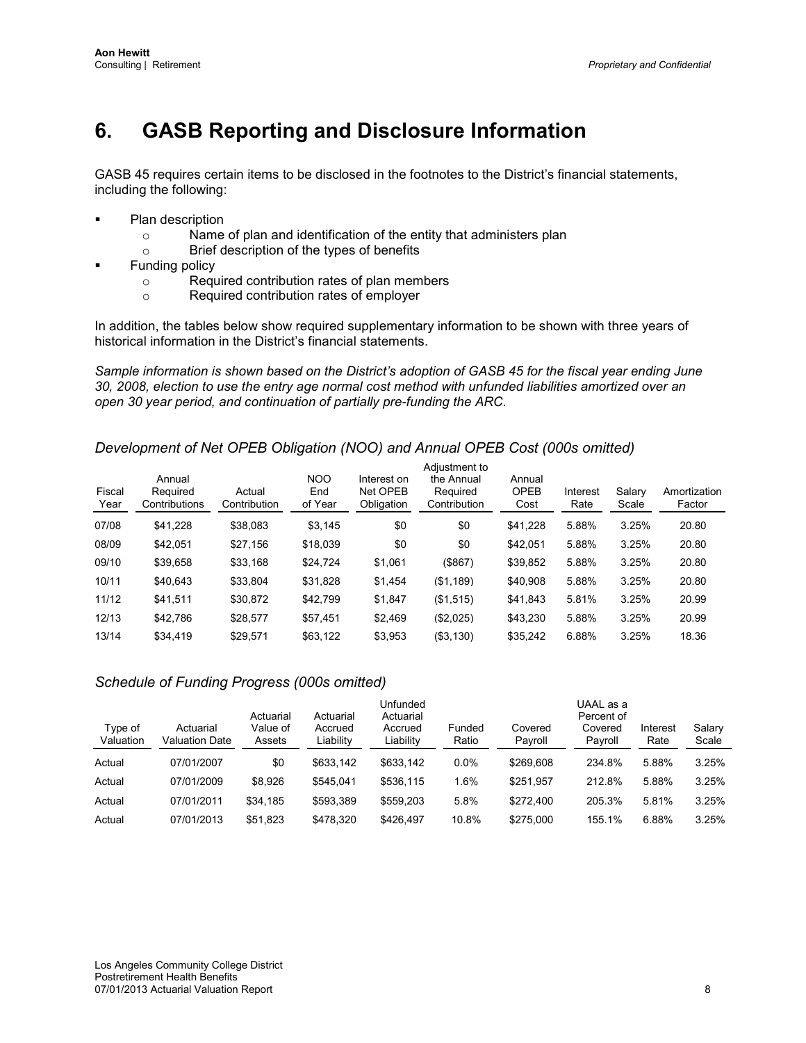# 6. GASB Reporting and Disclosure Information

GASB 45 requires certain items to be disclosed in the footnotes to the District's financial statements, including the following:

- Plan description
    - Name of plan and identification of the entity that administers plan
    - Brief description of the types of benefits
- Funding policy
    - Required contribution rates of plan members
    - Required contribution rates of employer

In addition, the tables below show required supplementary information to be shown with three years of historical information in the District's financial statements.

*Sample information is shown based on the District's adoption of GASB 45 for the fiscal year ending June 30, 2008, election to use the entry age normal cost method with unfunded liabilities amortized over an open 30 year period, and continuation of partially pre-funding the ARC.*

## *Development of Net OPEB Obligation (NOO) and Annual OPEB Cost (000s omitted)*

| Fiscal Year | Annual Required Contributions | Actual Contribution | NOO End of Year | Interest on Net OPEB Obligation | Adjustment to the Annual Required Contribution | Annual OPEB Cost | Interest Rate | Salary Scale | Amortization Factor |
|---|---|---|---|---|---|---|---|---|---|
| 07/08 | $41,228 | $38,083 | $3,145 | $0 | $0 | $41,228 | 5.88% | 3.25% | 20.80 |
| 08/09 | $42,051 | $27,156 | $18,039 | $0 | $0 | $42,051 | 5.88% | 3.25% | 20.80 |
| 09/10 | $39,658 | $33,168 | $24,724 | $1,061 | ($867) | $39,852 | 5.88% | 3.25% | 20.80 |
| 10/11 | $40,643 | $33,804 | $31,828 | $1,454 | ($1,189) | $40,908 | 5.88% | 3.25% | 20.80 |
| 11/12 | $41,511 | $30,872 | $42,799 | $1,847 | ($1,515) | $41,843 | 5.81% | 3.25% | 20.99 |
| 12/13 | $42,786 | $28,577 | $57,451 | $2,469 | ($2,025) | $43,230 | 5.88% | 3.25% | 20.99 |
| 13/14 | $34,419 | $29,571 | $63,122 | $3,953 | ($3,130) | $35,242 | 6.88% | 3.25% | 18.36 |

## *Schedule of Funding Progress (000s omitted)*

| Type of Valuation | Actuarial Valuation Date | Actuarial Value of Assets | Actuarial Accrued Liability | Unfunded Actuarial Accrued Liability | Funded Ratio | Covered Payroll | UAAL as a Percent of Covered Payroll | Interest Rate | Salary Scale |
|---|---|---|---|---|---|---|---|---|---|
| Actual | 07/01/2007 | $0 | $633,142 | $633,142 | 0.0% | $269,608 | 234.8% | 5.88% | 3.25% |
| Actual | 07/01/2009 | $8,926 | $545,041 | $536,115 | 1.6% | $251,957 | 212.8% | 5.88% | 3.25% |
| Actual | 07/01/2011 | $34,185 | $593,389 | $559,203 | 5.8% | $272,400 | 205.3% | 5.81% | 3.25% |
| Actual | 07/01/2013 | $51,823 | $478,320 | $426,497 | 10.8% | $275,000 | 155.1% | 6.88% | 3.25% |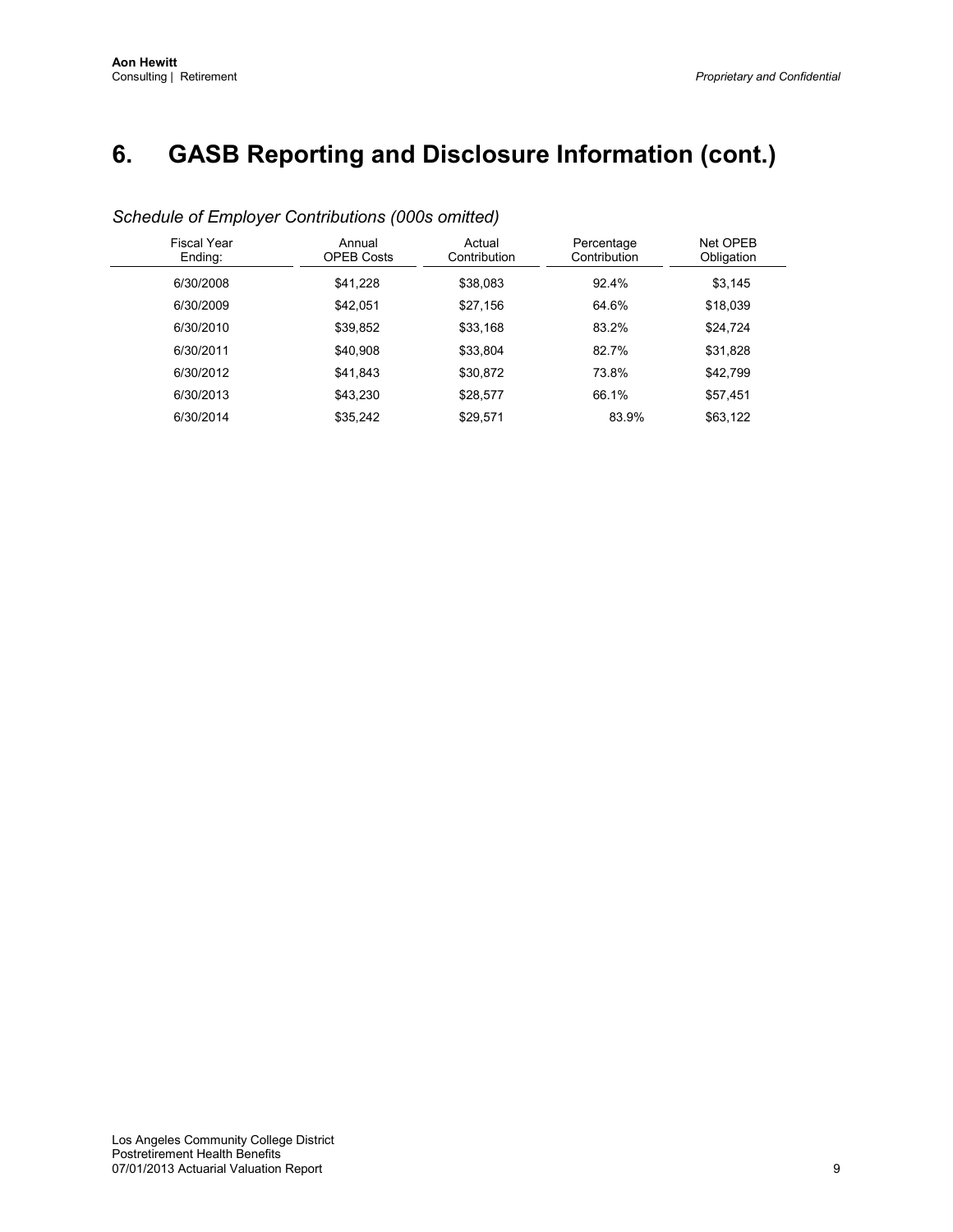# 6. GASB Reporting and Disclosure Information (cont.)

*Schedule of Employer Contributions (000s omitted)*

| Fiscal Year Ending: | Annual OPEB Costs | Actual Contribution | Percentage Contribution | Net OPEB Obligation |
|---|---|---|---|---|
| 6/30/2008 | $41,228 | $38,083 | 92.4% | $3,145 |
| 6/30/2009 | $42,051 | $27,156 | 64.6% | $18,039 |
| 6/30/2010 | $39,852 | $33,168 | 83.2% | $24,724 |
| 6/30/2011 | $40,908 | $33,804 | 82.7% | $31,828 |
| 6/30/2012 | $41,843 | $30,872 | 73.8% | $42,799 |
| 6/30/2013 | $43,230 | $28,577 | 66.1% | $57,451 |
| 6/30/2014 | $35,242 | $29,571 | 83.9% | $63,122 |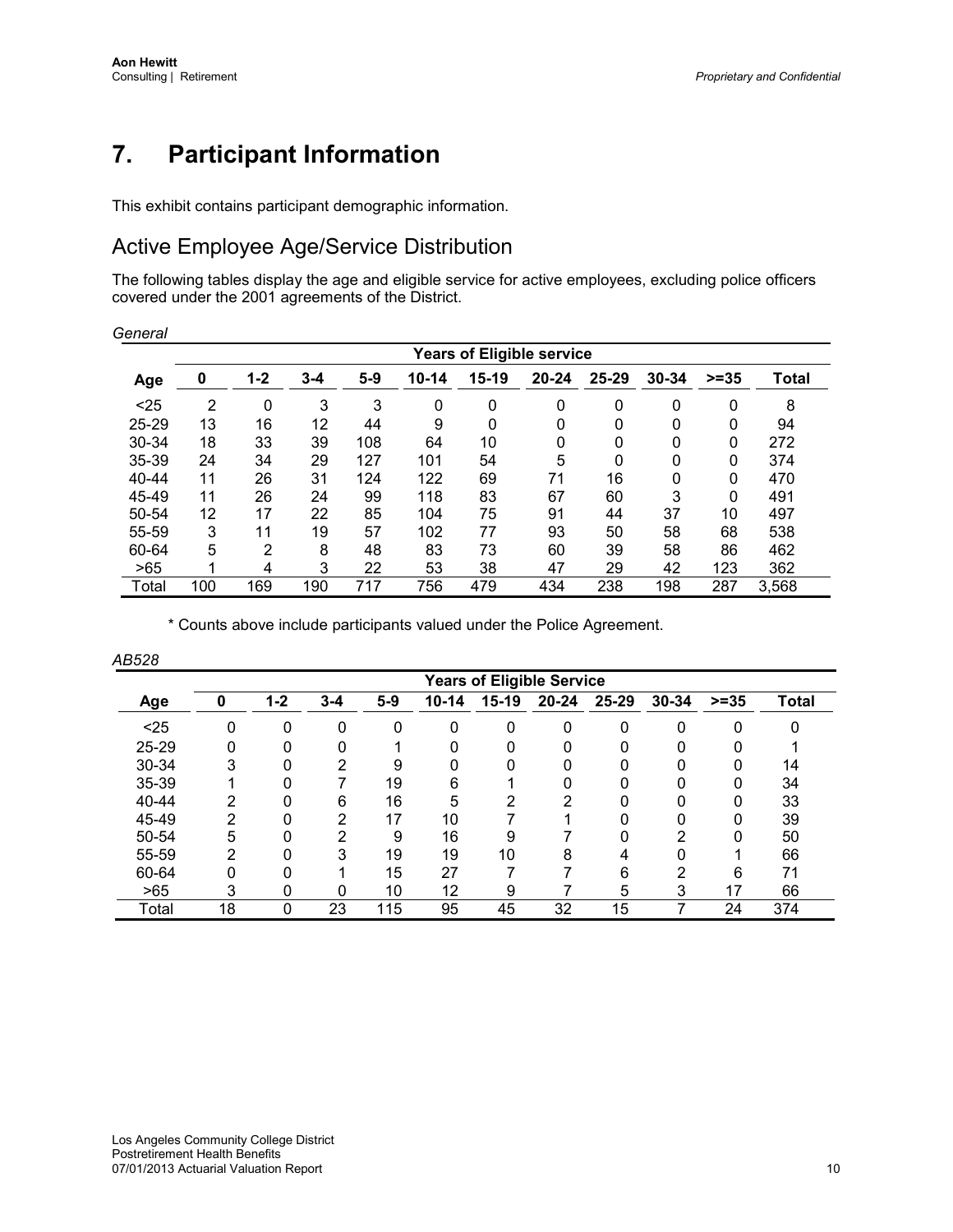# 7. Participant Information

This exhibit contains participant demographic information.

## Active Employee Age/Service Distribution

The following tables display the age and eligible service for active employees, excluding police officers covered under the 2001 agreements of the District.

*General*

| | Years of Eligible service | | | | | | | | | | |
|---|---|---|---|---|---|---|---|---|---|---|---|
| **Age** | **0** | **1-2** | **3-4** | **5-9** | **10-14** | **15-19** | **20-24** | **25-29** | **30-34** | **>=35** | **Total** |
| <25 | 2 | 0 | 3 | 3 | 0 | 0 | 0 | 0 | 0 | 0 | 8 |
| 25-29 | 13 | 16 | 12 | 44 | 9 | 0 | 0 | 0 | 0 | 0 | 94 |
| 30-34 | 18 | 33 | 39 | 108 | 64 | 10 | 0 | 0 | 0 | 0 | 272 |
| 35-39 | 24 | 34 | 29 | 127 | 101 | 54 | 5 | 0 | 0 | 0 | 374 |
| 40-44 | 11 | 26 | 31 | 124 | 122 | 69 | 71 | 16 | 0 | 0 | 470 |
| 45-49 | 11 | 26 | 24 | 99 | 118 | 83 | 67 | 60 | 3 | 0 | 491 |
| 50-54 | 12 | 17 | 22 | 85 | 104 | 75 | 91 | 44 | 37 | 10 | 497 |
| 55-59 | 3 | 11 | 19 | 57 | 102 | 77 | 93 | 50 | 58 | 68 | 538 |
| 60-64 | 5 | 2 | 8 | 48 | 83 | 73 | 60 | 39 | 58 | 86 | 462 |
| >65 | 1 | 4 | 3 | 22 | 53 | 38 | 47 | 29 | 42 | 123 | 362 |
| Total | 100 | 169 | 190 | 717 | 756 | 479 | 434 | 238 | 198 | 287 | 3,568 |

\* Counts above include participants valued under the Police Agreement.

*AB528*

| | Years of Eligible Service | | | | | | | | | | |
|---|---|---|---|---|---|---|---|---|---|---|---|
| **Age** | **0** | **1-2** | **3-4** | **5-9** | **10-14** | **15-19** | **20-24** | **25-29** | **30-34** | **>=35** | **Total** |
| <25 | 0 | 0 | 0 | 0 | 0 | 0 | 0 | 0 | 0 | 0 | 0 |
| 25-29 | 0 | 0 | 0 | 1 | 0 | 0 | 0 | 0 | 0 | 0 | 1 |
| 30-34 | 3 | 0 | 2 | 9 | 0 | 0 | 0 | 0 | 0 | 0 | 14 |
| 35-39 | 1 | 0 | 7 | 19 | 6 | 1 | 0 | 0 | 0 | 0 | 34 |
| 40-44 | 2 | 0 | 6 | 16 | 5 | 2 | 2 | 0 | 0 | 0 | 33 |
| 45-49 | 2 | 0 | 2 | 17 | 10 | 7 | 1 | 0 | 0 | 0 | 39 |
| 50-54 | 5 | 0 | 2 | 9 | 16 | 9 | 7 | 0 | 2 | 0 | 50 |
| 55-59 | 2 | 0 | 3 | 19 | 19 | 10 | 8 | 4 | 0 | 1 | 66 |
| 60-64 | 0 | 0 | 1 | 15 | 27 | 7 | 7 | 6 | 2 | 6 | 71 |
| >65 | 3 | 0 | 0 | 10 | 12 | 9 | 7 | 5 | 3 | 17 | 66 |
| Total | 18 | 0 | 23 | 115 | 95 | 45 | 32 | 15 | 7 | 24 | 374 |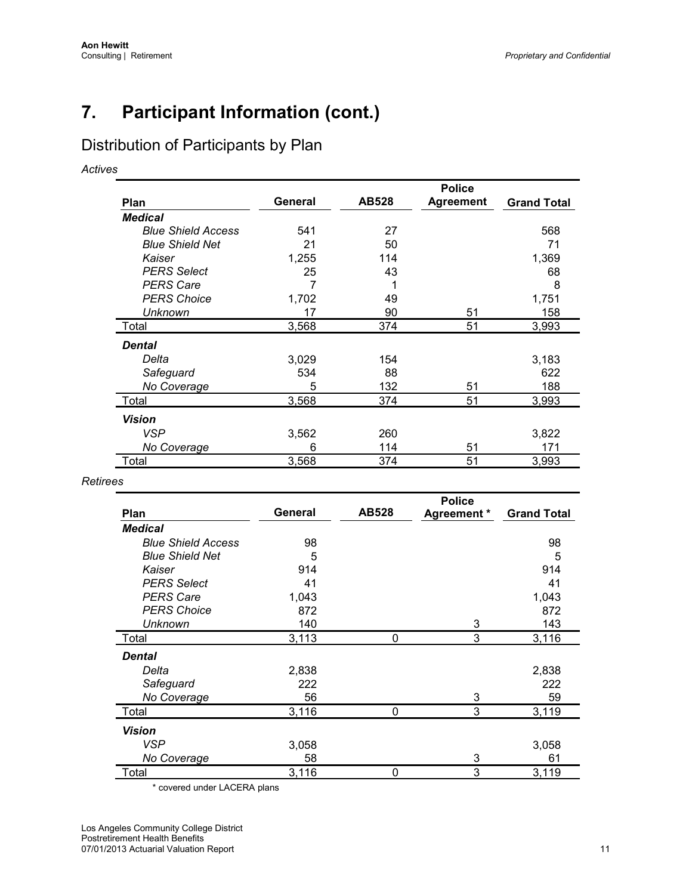# 7. Participant Information (cont.)

## Distribution of Participants by Plan

*Actives*

| Plan | General | AB528 | Police Agreement | Grand Total |
|---|---|---|---|---|
| ***Medical*** | | | | |
| *Blue Shield Access* | 541 | 27 | | 568 |
| *Blue Shield Net* | 21 | 50 | | 71 |
| *Kaiser* | 1,255 | 114 | | 1,369 |
| *PERS Select* | 25 | 43 | | 68 |
| *PERS Care* | 7 | 1 | | 8 |
| *PERS Choice* | 1,702 | 49 | | 1,751 |
| *Unknown* | 17 | 90 | 51 | 158 |
| Total | 3,568 | 374 | 51 | 3,993 |
| ***Dental*** | | | | |
| *Delta* | 3,029 | 154 | | 3,183 |
| *Safeguard* | 534 | 88 | | 622 |
| *No Coverage* | 5 | 132 | 51 | 188 |
| Total | 3,568 | 374 | 51 | 3,993 |
| ***Vision*** | | | | |
| *VSP* | 3,562 | 260 | | 3,822 |
| *No Coverage* | 6 | 114 | 51 | 171 |
| Total | 3,568 | 374 | 51 | 3,993 |

*Retirees*

| Plan | General | AB528 | Police Agreement * | Grand Total |
|---|---|---|---|---|
| ***Medical*** | | | | |
| *Blue Shield Access* | 98 | | | 98 |
| *Blue Shield Net* | 5 | | | 5 |
| *Kaiser* | 914 | | | 914 |
| *PERS Select* | 41 | | | 41 |
| *PERS Care* | 1,043 | | | 1,043 |
| *PERS Choice* | 872 | | | 872 |
| *Unknown* | 140 | | 3 | 143 |
| Total | 3,113 | 0 | 3 | 3,116 |
| ***Dental*** | | | | |
| *Delta* | 2,838 | | | 2,838 |
| *Safeguard* | 222 | | | 222 |
| *No Coverage* | 56 | | 3 | 59 |
| Total | 3,116 | 0 | 3 | 3,119 |
| ***Vision*** | | | | |
| *VSP* | 3,058 | | | 3,058 |
| *No Coverage* | 58 | | 3 | 61 |
| Total | 3,116 | 0 | 3 | 3,119 |

\* covered under LACERA plans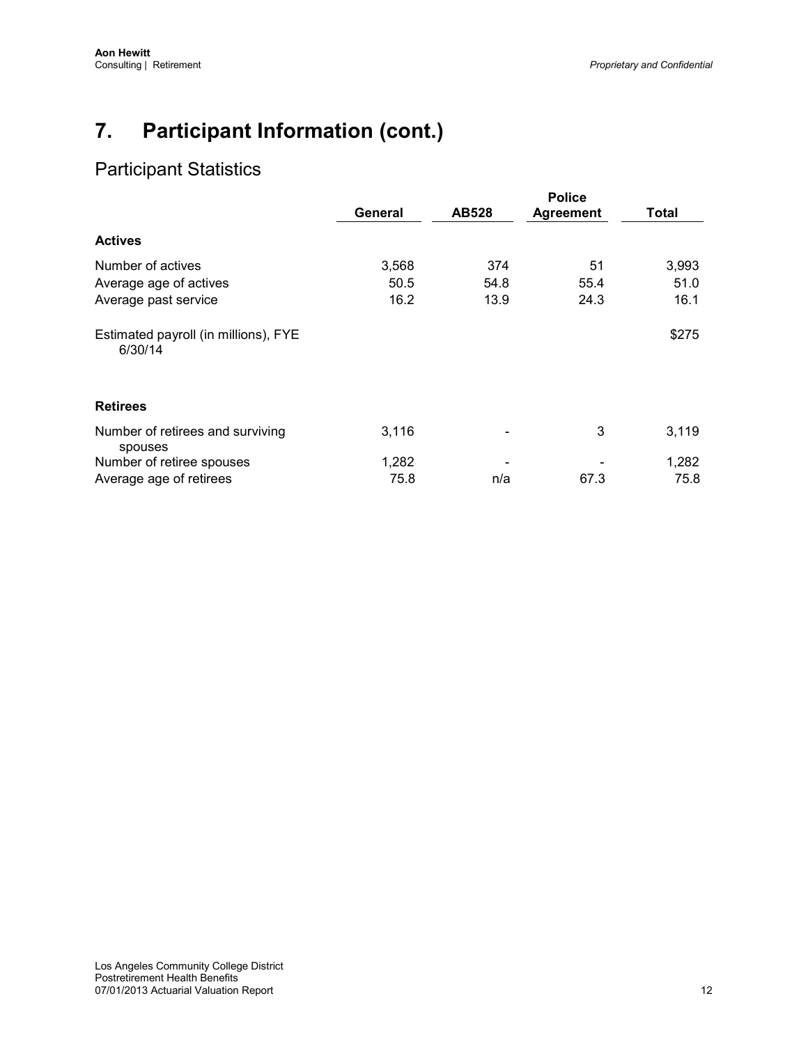# 7. Participant Information (cont.)

## Participant Statistics

| | General | AB528 | Police Agreement | Total |
|---|---|---|---|---|
| **Actives** | | | | |
| Number of actives | 3,568 | 374 | 51 | 3,993 |
| Average age of actives | 50.5 | 54.8 | 55.4 | 51.0 |
| Average past service | 16.2 | 13.9 | 24.3 | 16.1 |
| Estimated payroll (in millions), FYE 6/30/14 | | | | $275 |
| **Retirees** | | | | |
| Number of retirees and surviving spouses | 3,116 | - | 3 | 3,119 |
| Number of retiree spouses | 1,282 | - | - | 1,282 |
| Average age of retirees | 75.8 | n/a | 67.3 | 75.8 |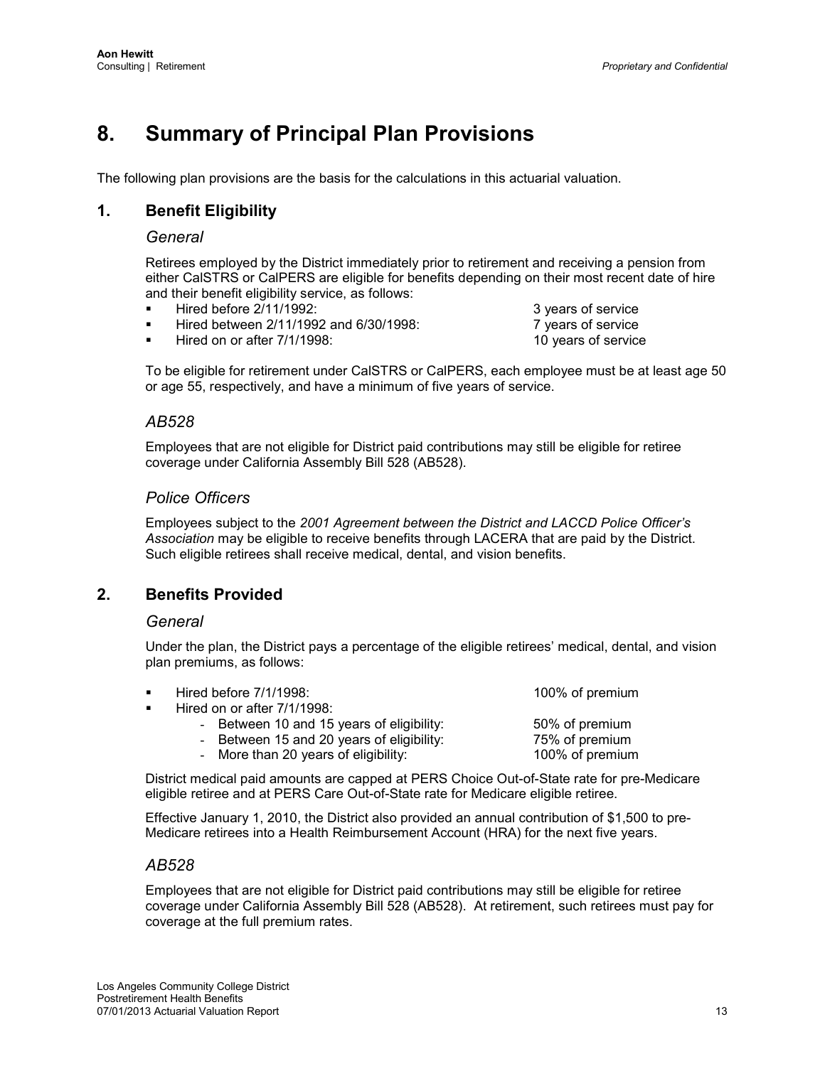# 8. Summary of Principal Plan Provisions

The following plan provisions are the basis for the calculations in this actuarial valuation.

## 1. Benefit Eligibility

### *General*

Retirees employed by the District immediately prior to retirement and receiving a pension from either CalSTRS or CalPERS are eligible for benefits depending on their most recent date of hire and their benefit eligibility service, as follows:

- Hired before 2/11/1992: 3 years of service
- Hired between 2/11/1992 and 6/30/1998: 7 years of service
- Hired on or after 7/1/1998: 10 years of service

To be eligible for retirement under CalSTRS or CalPERS, each employee must be at least age 50 or age 55, respectively, and have a minimum of five years of service.

### *AB528*

Employees that are not eligible for District paid contributions may still be eligible for retiree coverage under California Assembly Bill 528 (AB528).

### *Police Officers*

Employees subject to the *2001 Agreement between the District and LACCD Police Officer's Association* may be eligible to receive benefits through LACERA that are paid by the District. Such eligible retirees shall receive medical, dental, and vision benefits.

## 2. Benefits Provided

### *General*

Under the plan, the District pays a percentage of the eligible retirees' medical, dental, and vision plan premiums, as follows:

- Hired before 7/1/1998: 100% of premium
- Hired on or after 7/1/1998:
  - Between 10 and 15 years of eligibility: 50% of premium
  - Between 15 and 20 years of eligibility: 75% of premium
  - More than 20 years of eligibility: 100% of premium

District medical paid amounts are capped at PERS Choice Out-of-State rate for pre-Medicare eligible retiree and at PERS Care Out-of-State rate for Medicare eligible retiree.

Effective January 1, 2010, the District also provided an annual contribution of $1,500 to pre-Medicare retirees into a Health Reimbursement Account (HRA) for the next five years.

### *AB528*

Employees that are not eligible for District paid contributions may still be eligible for retiree coverage under California Assembly Bill 528 (AB528). At retirement, such retirees must pay for coverage at the full premium rates.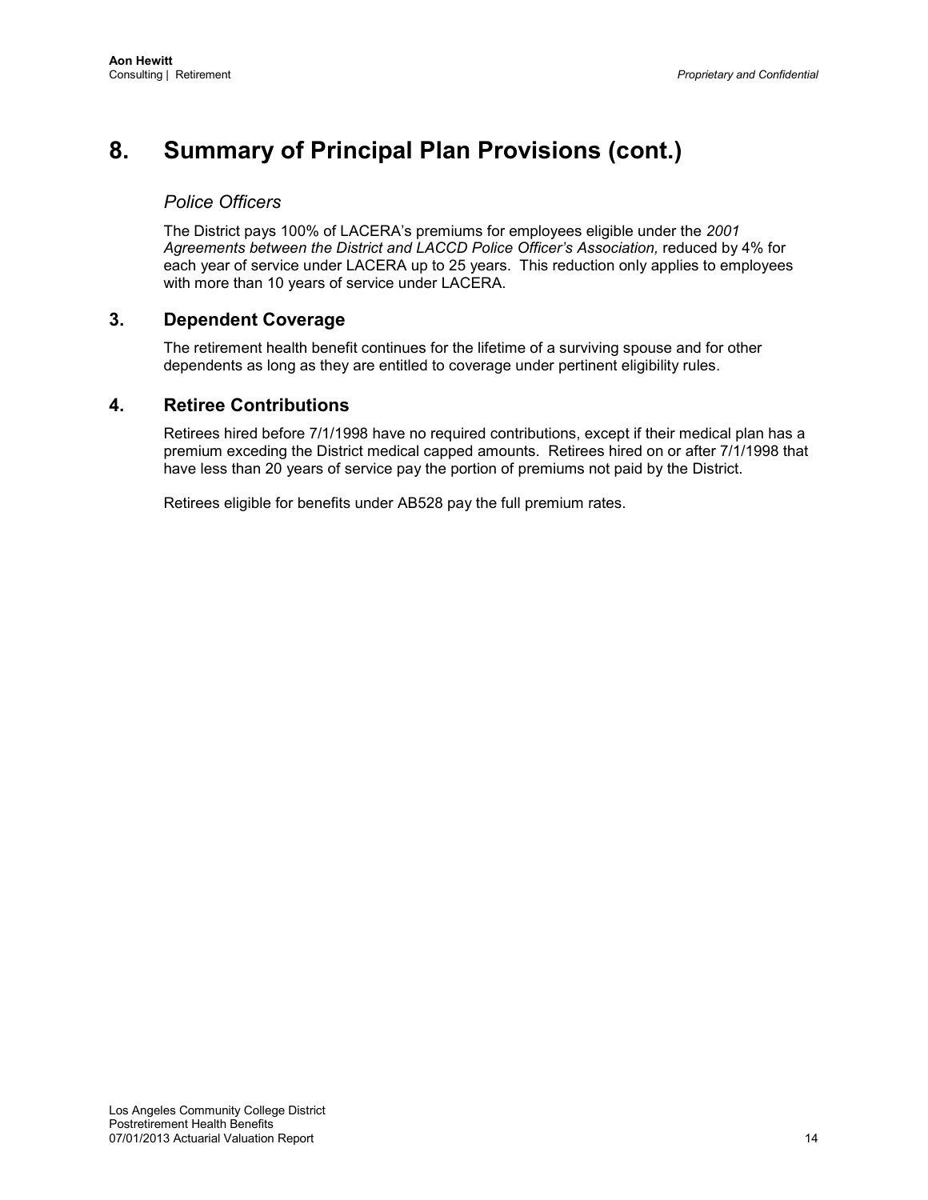# 8. Summary of Principal Plan Provisions (cont.)

### *Police Officers*

The District pays 100% of LACERA's premiums for employees eligible under the *2001 Agreements between the District and LACCD Police Officer's Association,* reduced by 4% for each year of service under LACERA up to 25 years. This reduction only applies to employees with more than 10 years of service under LACERA.

## 3. Dependent Coverage

The retirement health benefit continues for the lifetime of a surviving spouse and for other dependents as long as they are entitled to coverage under pertinent eligibility rules.

## 4. Retiree Contributions

Retirees hired before 7/1/1998 have no required contributions, except if their medical plan has a premium exceding the District medical capped amounts. Retirees hired on or after 7/1/1998 that have less than 20 years of service pay the portion of premiums not paid by the District.

Retirees eligible for benefits under AB528 pay the full premium rates.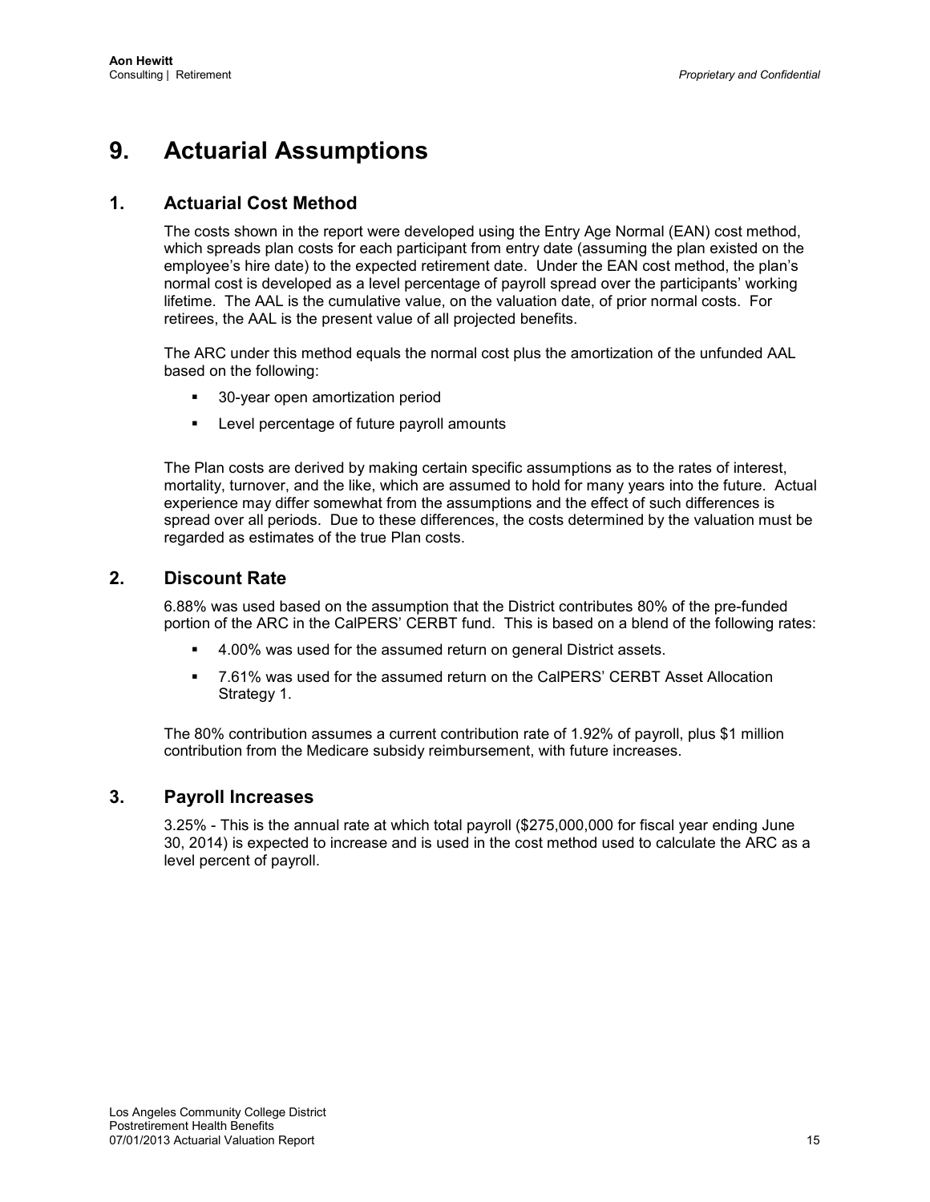# 9. Actuarial Assumptions

## 1. Actuarial Cost Method

The costs shown in the report were developed using the Entry Age Normal (EAN) cost method, which spreads plan costs for each participant from entry date (assuming the plan existed on the employee's hire date) to the expected retirement date. Under the EAN cost method, the plan's normal cost is developed as a level percentage of payroll spread over the participants' working lifetime. The AAL is the cumulative value, on the valuation date, of prior normal costs. For retirees, the AAL is the present value of all projected benefits.

The ARC under this method equals the normal cost plus the amortization of the unfunded AAL based on the following:

- 30-year open amortization period
- Level percentage of future payroll amounts

The Plan costs are derived by making certain specific assumptions as to the rates of interest, mortality, turnover, and the like, which are assumed to hold for many years into the future. Actual experience may differ somewhat from the assumptions and the effect of such differences is spread over all periods. Due to these differences, the costs determined by the valuation must be regarded as estimates of the true Plan costs.

## 2. Discount Rate

6.88% was used based on the assumption that the District contributes 80% of the pre-funded portion of the ARC in the CalPERS' CERBT fund. This is based on a blend of the following rates:

- 4.00% was used for the assumed return on general District assets.
- 7.61% was used for the assumed return on the CalPERS' CERBT Asset Allocation Strategy 1.

The 80% contribution assumes a current contribution rate of 1.92% of payroll, plus $1 million contribution from the Medicare subsidy reimbursement, with future increases.

## 3. Payroll Increases

3.25% - This is the annual rate at which total payroll ($275,000,000 for fiscal year ending June 30, 2014) is expected to increase and is used in the cost method used to calculate the ARC as a level percent of payroll.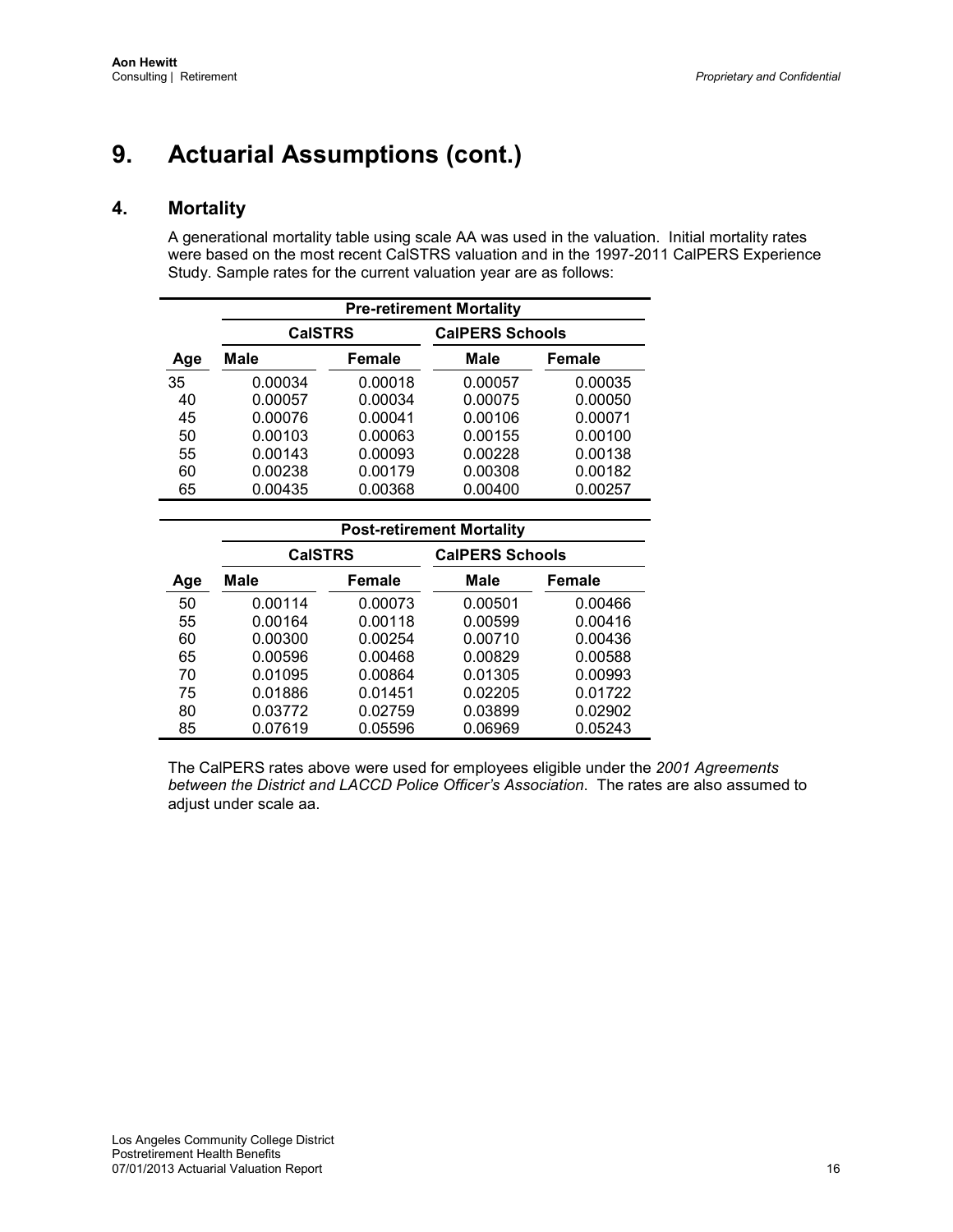# 9. Actuarial Assumptions (cont.)

## 4. Mortality

A generational mortality table using scale AA was used in the valuation. Initial mortality rates were based on the most recent CalSTRS valuation and in the 1997-2011 CalPERS Experience Study. Sample rates for the current valuation year are as follows:

| | Pre-retirement Mortality | | | |
|---|---|---|---|---|
| | CalSTRS | | CalPERS Schools | |
| Age | Male | Female | Male | Female |
| 35 | 0.00034 | 0.00018 | 0.00057 | 0.00035 |
| 40 | 0.00057 | 0.00034 | 0.00075 | 0.00050 |
| 45 | 0.00076 | 0.00041 | 0.00106 | 0.00071 |
| 50 | 0.00103 | 0.00063 | 0.00155 | 0.00100 |
| 55 | 0.00143 | 0.00093 | 0.00228 | 0.00138 |
| 60 | 0.00238 | 0.00179 | 0.00308 | 0.00182 |
| 65 | 0.00435 | 0.00368 | 0.00400 | 0.00257 |

| | Post-retirement Mortality | | | |
|---|---|---|---|---|
| | CalSTRS | | CalPERS Schools | |
| Age | Male | Female | Male | Female |
| 50 | 0.00114 | 0.00073 | 0.00501 | 0.00466 |
| 55 | 0.00164 | 0.00118 | 0.00599 | 0.00416 |
| 60 | 0.00300 | 0.00254 | 0.00710 | 0.00436 |
| 65 | 0.00596 | 0.00468 | 0.00829 | 0.00588 |
| 70 | 0.01095 | 0.00864 | 0.01305 | 0.00993 |
| 75 | 0.01886 | 0.01451 | 0.02205 | 0.01722 |
| 80 | 0.03772 | 0.02759 | 0.03899 | 0.02902 |
| 85 | 0.07619 | 0.05596 | 0.06969 | 0.05243 |

The CalPERS rates above were used for employees eligible under the *2001 Agreements between the District and LACCD Police Officer's Association*. The rates are also assumed to adjust under scale aa.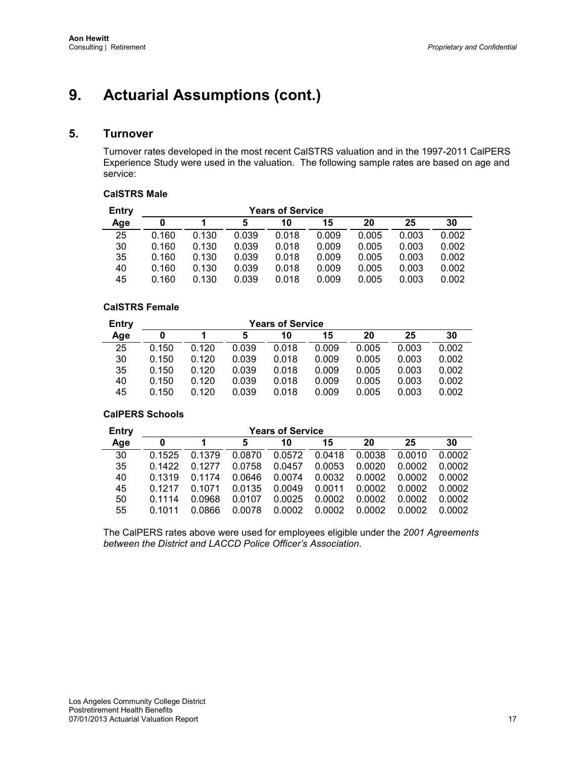# 9. Actuarial Assumptions (cont.)

## 5. Turnover

Turnover rates developed in the most recent CalSTRS valuation and in the 1997-2011 CalPERS Experience Study were used in the valuation. The following sample rates are based on age and service:

**CalSTRS Male**

| Entry | Years of Service | | | | | | | |
|---|---|---|---|---|---|---|---|---|
| Age | 0 | 1 | 5 | 10 | 15 | 20 | 25 | 30 |
| 25 | 0.160 | 0.130 | 0.039 | 0.018 | 0.009 | 0.005 | 0.003 | 0.002 |
| 30 | 0.160 | 0.130 | 0.039 | 0.018 | 0.009 | 0.005 | 0.003 | 0.002 |
| 35 | 0.160 | 0.130 | 0.039 | 0.018 | 0.009 | 0.005 | 0.003 | 0.002 |
| 40 | 0.160 | 0.130 | 0.039 | 0.018 | 0.009 | 0.005 | 0.003 | 0.002 |
| 45 | 0.160 | 0.130 | 0.039 | 0.018 | 0.009 | 0.005 | 0.003 | 0.002 |

**CalSTRS Female**

| Entry | Years of Service | | | | | | | |
|---|---|---|---|---|---|---|---|---|
| Age | 0 | 1 | 5 | 10 | 15 | 20 | 25 | 30 |
| 25 | 0.150 | 0.120 | 0.039 | 0.018 | 0.009 | 0.005 | 0.003 | 0.002 |
| 30 | 0.150 | 0.120 | 0.039 | 0.018 | 0.009 | 0.005 | 0.003 | 0.002 |
| 35 | 0.150 | 0.120 | 0.039 | 0.018 | 0.009 | 0.005 | 0.003 | 0.002 |
| 40 | 0.150 | 0.120 | 0.039 | 0.018 | 0.009 | 0.005 | 0.003 | 0.002 |
| 45 | 0.150 | 0.120 | 0.039 | 0.018 | 0.009 | 0.005 | 0.003 | 0.002 |

**CalPERS Schools**

| Entry | Years of Service | | | | | | | |
|---|---|---|---|---|---|---|---|---|
| Age | 0 | 1 | 5 | 10 | 15 | 20 | 25 | 30 |
| 30 | 0.1525 | 0.1379 | 0.0870 | 0.0572 | 0.0418 | 0.0038 | 0.0010 | 0.0002 |
| 35 | 0.1422 | 0.1277 | 0.0758 | 0.0457 | 0.0053 | 0.0020 | 0.0002 | 0.0002 |
| 40 | 0.1319 | 0.1174 | 0.0646 | 0.0074 | 0.0032 | 0.0002 | 0.0002 | 0.0002 |
| 45 | 0.1217 | 0.1071 | 0.0135 | 0.0049 | 0.0011 | 0.0002 | 0.0002 | 0.0002 |
| 50 | 0.1114 | 0.0968 | 0.0107 | 0.0025 | 0.0002 | 0.0002 | 0.0002 | 0.0002 |
| 55 | 0.1011 | 0.0866 | 0.0078 | 0.0002 | 0.0002 | 0.0002 | 0.0002 | 0.0002 |

The CalPERS rates above were used for employees eligible under the *2001 Agreements between the District and LACCD Police Officer's Association*.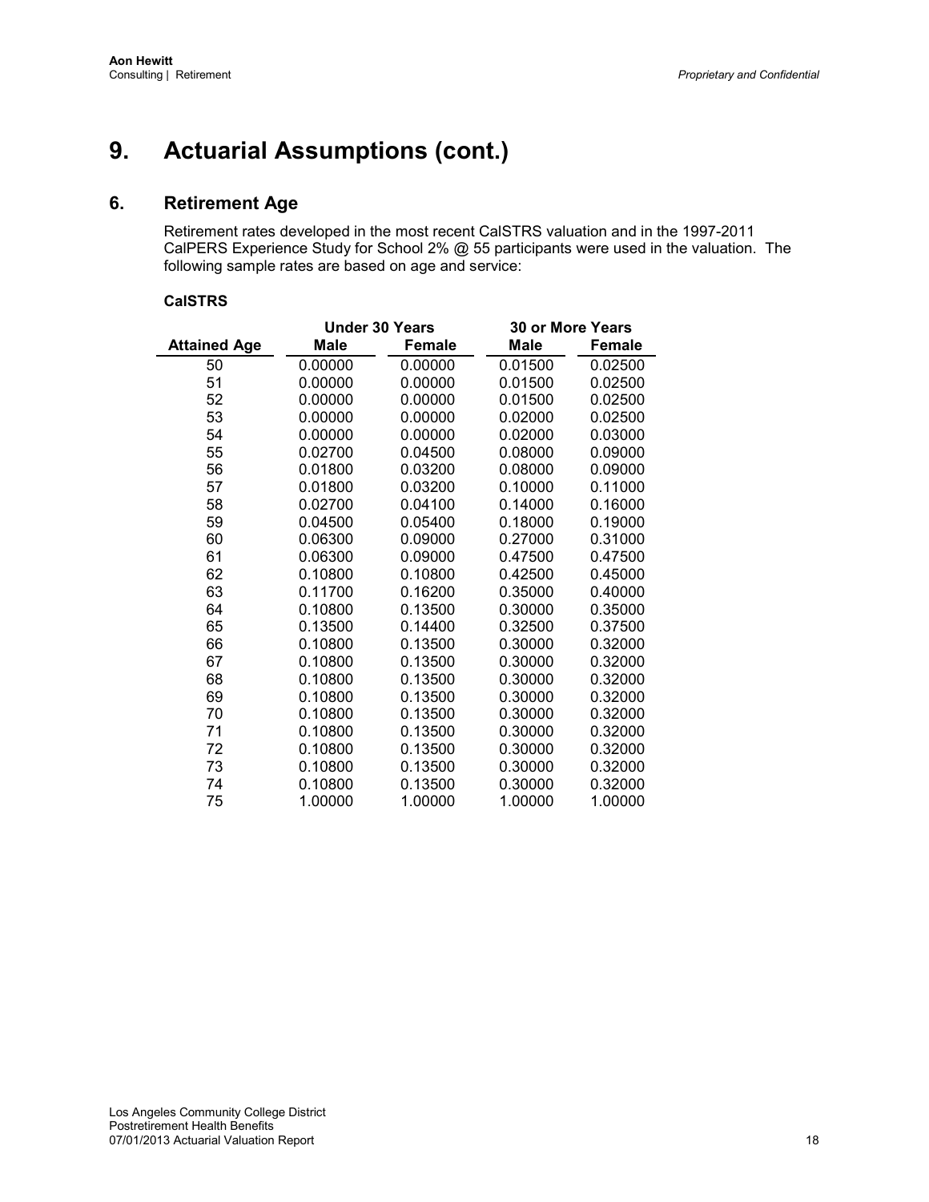# 9. Actuarial Assumptions (cont.)

## 6. Retirement Age

Retirement rates developed in the most recent CalSTRS valuation and in the 1997-2011 CalPERS Experience Study for School 2% @ 55 participants were used in the valuation. The following sample rates are based on age and service:

**CalSTRS**

| | Under 30 Years | | 30 or More Years | |
|---|---|---|---|---|
| **Attained Age** | **Male** | **Female** | **Male** | **Female** |
| 50 | 0.00000 | 0.00000 | 0.01500 | 0.02500 |
| 51 | 0.00000 | 0.00000 | 0.01500 | 0.02500 |
| 52 | 0.00000 | 0.00000 | 0.01500 | 0.02500 |
| 53 | 0.00000 | 0.00000 | 0.02000 | 0.02500 |
| 54 | 0.00000 | 0.00000 | 0.02000 | 0.03000 |
| 55 | 0.02700 | 0.04500 | 0.08000 | 0.09000 |
| 56 | 0.01800 | 0.03200 | 0.08000 | 0.09000 |
| 57 | 0.01800 | 0.03200 | 0.10000 | 0.11000 |
| 58 | 0.02700 | 0.04100 | 0.14000 | 0.16000 |
| 59 | 0.04500 | 0.05400 | 0.18000 | 0.19000 |
| 60 | 0.06300 | 0.09000 | 0.27000 | 0.31000 |
| 61 | 0.06300 | 0.09000 | 0.47500 | 0.47500 |
| 62 | 0.10800 | 0.10800 | 0.42500 | 0.45000 |
| 63 | 0.11700 | 0.16200 | 0.35000 | 0.40000 |
| 64 | 0.10800 | 0.13500 | 0.30000 | 0.35000 |
| 65 | 0.13500 | 0.14400 | 0.32500 | 0.37500 |
| 66 | 0.10800 | 0.13500 | 0.30000 | 0.32000 |
| 67 | 0.10800 | 0.13500 | 0.30000 | 0.32000 |
| 68 | 0.10800 | 0.13500 | 0.30000 | 0.32000 |
| 69 | 0.10800 | 0.13500 | 0.30000 | 0.32000 |
| 70 | 0.10800 | 0.13500 | 0.30000 | 0.32000 |
| 71 | 0.10800 | 0.13500 | 0.30000 | 0.32000 |
| 72 | 0.10800 | 0.13500 | 0.30000 | 0.32000 |
| 73 | 0.10800 | 0.13500 | 0.30000 | 0.32000 |
| 74 | 0.10800 | 0.13500 | 0.30000 | 0.32000 |
| 75 | 1.00000 | 1.00000 | 1.00000 | 1.00000 |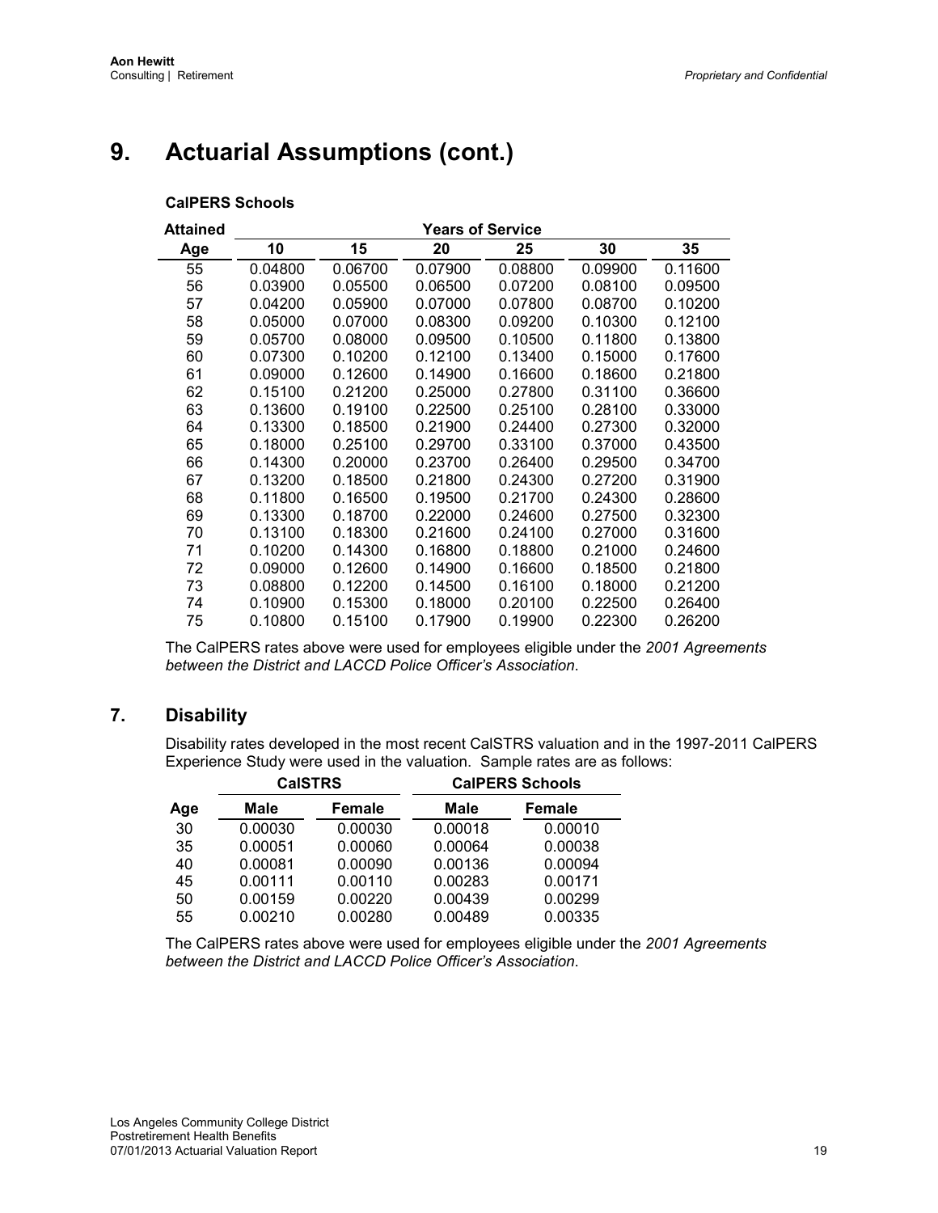## 9. Actuarial Assumptions (cont.)

**CalPERS Schools**

| Attained | Years of Service | | | | | |
|---|---|---|---|---|---|---|
| Age | 10 | 15 | 20 | 25 | 30 | 35 |
| 55 | 0.04800 | 0.06700 | 0.07900 | 0.08800 | 0.09900 | 0.11600 |
| 56 | 0.03900 | 0.05500 | 0.06500 | 0.07200 | 0.08100 | 0.09500 |
| 57 | 0.04200 | 0.05900 | 0.07000 | 0.07800 | 0.08700 | 0.10200 |
| 58 | 0.05000 | 0.07000 | 0.08300 | 0.09200 | 0.10300 | 0.12100 |
| 59 | 0.05700 | 0.08000 | 0.09500 | 0.10500 | 0.11800 | 0.13800 |
| 60 | 0.07300 | 0.10200 | 0.12100 | 0.13400 | 0.15000 | 0.17600 |
| 61 | 0.09000 | 0.12600 | 0.14900 | 0.16600 | 0.18600 | 0.21800 |
| 62 | 0.15100 | 0.21200 | 0.25000 | 0.27800 | 0.31100 | 0.36600 |
| 63 | 0.13600 | 0.19100 | 0.22500 | 0.25100 | 0.28100 | 0.33000 |
| 64 | 0.13300 | 0.18500 | 0.21900 | 0.24400 | 0.27300 | 0.32000 |
| 65 | 0.18000 | 0.25100 | 0.29700 | 0.33100 | 0.37000 | 0.43500 |
| 66 | 0.14300 | 0.20000 | 0.23700 | 0.26400 | 0.29500 | 0.34700 |
| 67 | 0.13200 | 0.18500 | 0.21800 | 0.24300 | 0.27200 | 0.31900 |
| 68 | 0.11800 | 0.16500 | 0.19500 | 0.21700 | 0.24300 | 0.28600 |
| 69 | 0.13300 | 0.18700 | 0.22000 | 0.24600 | 0.27500 | 0.32300 |
| 70 | 0.13100 | 0.18300 | 0.21600 | 0.24100 | 0.27000 | 0.31600 |
| 71 | 0.10200 | 0.14300 | 0.16800 | 0.18800 | 0.21000 | 0.24600 |
| 72 | 0.09000 | 0.12600 | 0.14900 | 0.16600 | 0.18500 | 0.21800 |
| 73 | 0.08800 | 0.12200 | 0.14500 | 0.16100 | 0.18000 | 0.21200 |
| 74 | 0.10900 | 0.15300 | 0.18000 | 0.20100 | 0.22500 | 0.26400 |
| 75 | 0.10800 | 0.15100 | 0.17900 | 0.19900 | 0.22300 | 0.26200 |

The CalPERS rates above were used for employees eligible under the *2001 Agreements between the District and LACCD Police Officer's Association*.

### 7. Disability

Disability rates developed in the most recent CalSTRS valuation and in the 1997-2011 CalPERS Experience Study were used in the valuation. Sample rates are as follows:

| | CalSTRS | | CalPERS Schools | |
|---|---|---|---|---|
| Age | Male | Female | Male | Female |
| 30 | 0.00030 | 0.00030 | 0.00018 | 0.00010 |
| 35 | 0.00051 | 0.00060 | 0.00064 | 0.00038 |
| 40 | 0.00081 | 0.00090 | 0.00136 | 0.00094 |
| 45 | 0.00111 | 0.00110 | 0.00283 | 0.00171 |
| 50 | 0.00159 | 0.00220 | 0.00439 | 0.00299 |
| 55 | 0.00210 | 0.00280 | 0.00489 | 0.00335 |

The CalPERS rates above were used for employees eligible under the *2001 Agreements between the District and LACCD Police Officer's Association*.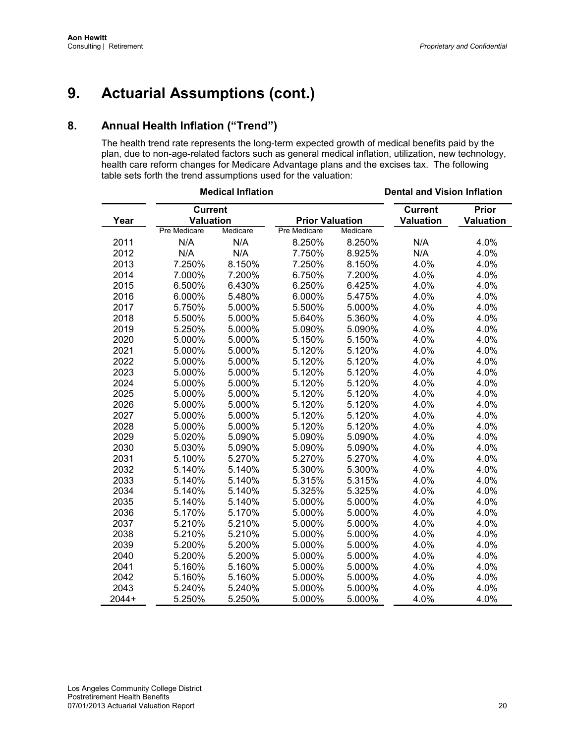# 9. Actuarial Assumptions (cont.)

## 8. Annual Health Inflation ("Trend")

The health trend rate represents the long-term expected growth of medical benefits paid by the plan, due to non-age-related factors such as general medical inflation, utilization, new technology, health care reform changes for Medicare Advantage plans and the excises tax. The following table sets forth the trend assumptions used for the valuation:

| | Medical Inflation | | | | Dental and Vision Inflation | |
|---|---|---|---|---|---|---|
| Year | Current Valuation | | Prior Valuation | | Current Valuation | Prior Valuation |
| | Pre Medicare | Medicare | Pre Medicare | Medicare | | |
| 2011 | N/A | N/A | 8.250% | 8.250% | N/A | 4.0% |
| 2012 | N/A | N/A | 7.750% | 8.925% | N/A | 4.0% |
| 2013 | 7.250% | 8.150% | 7.250% | 8.150% | 4.0% | 4.0% |
| 2014 | 7.000% | 7.200% | 6.750% | 7.200% | 4.0% | 4.0% |
| 2015 | 6.500% | 6.430% | 6.250% | 6.425% | 4.0% | 4.0% |
| 2016 | 6.000% | 5.480% | 6.000% | 5.475% | 4.0% | 4.0% |
| 2017 | 5.750% | 5.000% | 5.500% | 5.000% | 4.0% | 4.0% |
| 2018 | 5.500% | 5.000% | 5.640% | 5.360% | 4.0% | 4.0% |
| 2019 | 5.250% | 5.000% | 5.090% | 5.090% | 4.0% | 4.0% |
| 2020 | 5.000% | 5.000% | 5.150% | 5.150% | 4.0% | 4.0% |
| 2021 | 5.000% | 5.000% | 5.120% | 5.120% | 4.0% | 4.0% |
| 2022 | 5.000% | 5.000% | 5.120% | 5.120% | 4.0% | 4.0% |
| 2023 | 5.000% | 5.000% | 5.120% | 5.120% | 4.0% | 4.0% |
| 2024 | 5.000% | 5.000% | 5.120% | 5.120% | 4.0% | 4.0% |
| 2025 | 5.000% | 5.000% | 5.120% | 5.120% | 4.0% | 4.0% |
| 2026 | 5.000% | 5.000% | 5.120% | 5.120% | 4.0% | 4.0% |
| 2027 | 5.000% | 5.000% | 5.120% | 5.120% | 4.0% | 4.0% |
| 2028 | 5.000% | 5.000% | 5.120% | 5.120% | 4.0% | 4.0% |
| 2029 | 5.020% | 5.090% | 5.090% | 5.090% | 4.0% | 4.0% |
| 2030 | 5.030% | 5.090% | 5.090% | 5.090% | 4.0% | 4.0% |
| 2031 | 5.100% | 5.270% | 5.270% | 5.270% | 4.0% | 4.0% |
| 2032 | 5.140% | 5.140% | 5.300% | 5.300% | 4.0% | 4.0% |
| 2033 | 5.140% | 5.140% | 5.315% | 5.315% | 4.0% | 4.0% |
| 2034 | 5.140% | 5.140% | 5.325% | 5.325% | 4.0% | 4.0% |
| 2035 | 5.140% | 5.140% | 5.000% | 5.000% | 4.0% | 4.0% |
| 2036 | 5.170% | 5.170% | 5.000% | 5.000% | 4.0% | 4.0% |
| 2037 | 5.210% | 5.210% | 5.000% | 5.000% | 4.0% | 4.0% |
| 2038 | 5.210% | 5.210% | 5.000% | 5.000% | 4.0% | 4.0% |
| 2039 | 5.200% | 5.200% | 5.000% | 5.000% | 4.0% | 4.0% |
| 2040 | 5.200% | 5.200% | 5.000% | 5.000% | 4.0% | 4.0% |
| 2041 | 5.160% | 5.160% | 5.000% | 5.000% | 4.0% | 4.0% |
| 2042 | 5.160% | 5.160% | 5.000% | 5.000% | 4.0% | 4.0% |
| 2043 | 5.240% | 5.240% | 5.000% | 5.000% | 4.0% | 4.0% |
| 2044+ | 5.250% | 5.250% | 5.000% | 5.000% | 4.0% | 4.0% |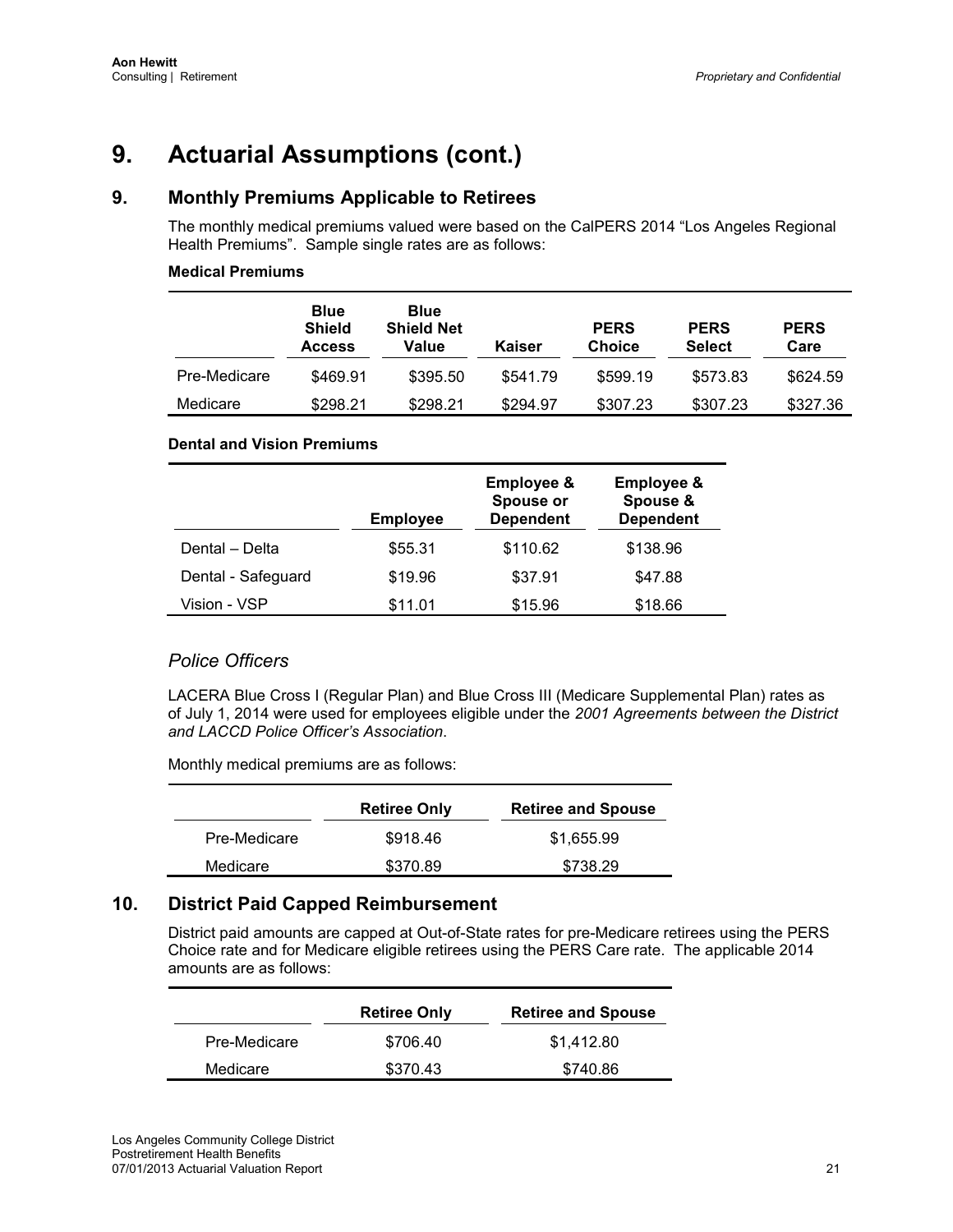# 9. Actuarial Assumptions (cont.)

## 9. Monthly Premiums Applicable to Retirees

The monthly medical premiums valued were based on the CalPERS 2014 "Los Angeles Regional Health Premiums". Sample single rates are as follows:

**Medical Premiums**

| | Blue Shield Access | Blue Shield Net Value | Kaiser | PERS Choice | PERS Select | PERS Care |
|---|---|---|---|---|---|---|
| Pre-Medicare | $469.91 | $395.50 | $541.79 | $599.19 | $573.83 | $624.59 |
| Medicare | $298.21 | $298.21 | $294.97 | $307.23 | $307.23 | $327.36 |

**Dental and Vision Premiums**

| | Employee | Employee & Spouse or Dependent | Employee & Spouse & Dependent |
|---|---|---|---|
| Dental – Delta | $55.31 | $110.62 | $138.96 |
| Dental - Safeguard | $19.96 | $37.91 | $47.88 |
| Vision - VSP | $11.01 | $15.96 | $18.66 |

### *Police Officers*

LACERA Blue Cross I (Regular Plan) and Blue Cross III (Medicare Supplemental Plan) rates as of July 1, 2014 were used for employees eligible under the *2001 Agreements between the District and LACCD Police Officer's Association*.

Monthly medical premiums are as follows:

| | Retiree Only | Retiree and Spouse |
|---|---|---|
| Pre-Medicare | $918.46 | $1,655.99 |
| Medicare | $370.89 | $738.29 |

## 10. District Paid Capped Reimbursement

District paid amounts are capped at Out-of-State rates for pre-Medicare retirees using the PERS Choice rate and for Medicare eligible retirees using the PERS Care rate. The applicable 2014 amounts are as follows:

| | Retiree Only | Retiree and Spouse |
|---|---|---|
| Pre-Medicare | $706.40 | $1,412.80 |
| Medicare | $370.43 | $740.86 |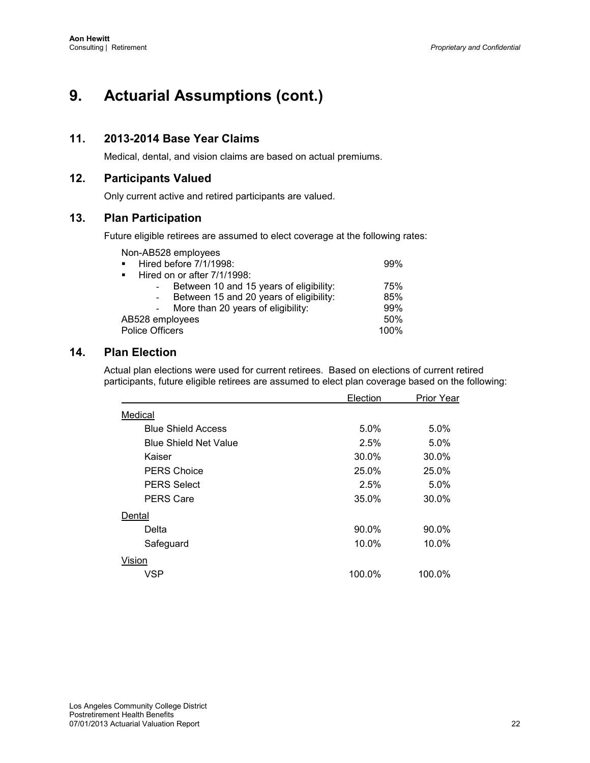# 9. Actuarial Assumptions (cont.)

## 11. 2013-2014 Base Year Claims

Medical, dental, and vision claims are based on actual premiums.

## 12. Participants Valued

Only current active and retired participants are valued.

## 13. Plan Participation

Future eligible retirees are assumed to elect coverage at the following rates:

| | |
|---|---|
| Non-AB528 employees | |
| ▪ Hired before 7/1/1998: | 99% |
| ▪ Hired on or after 7/1/1998: | |
| - Between 10 and 15 years of eligibility: | 75% |
| - Between 15 and 20 years of eligibility: | 85% |
| - More than 20 years of eligibility: | 99% |
| AB528 employees | 50% |
| Police Officers | 100% |

## 14. Plan Election

Actual plan elections were used for current retirees. Based on elections of current retired participants, future eligible retirees are assumed to elect plan coverage based on the following:

| | Election | Prior Year |
|---|---|---|
| Medical | | |
| Blue Shield Access | 5.0% | 5.0% |
| Blue Shield Net Value | 2.5% | 5.0% |
| Kaiser | 30.0% | 30.0% |
| PERS Choice | 25.0% | 25.0% |
| PERS Select | 2.5% | 5.0% |
| PERS Care | 35.0% | 30.0% |
| Dental | | |
| Delta | 90.0% | 90.0% |
| Safeguard | 10.0% | 10.0% |
| Vision | | |
| VSP | 100.0% | 100.0% |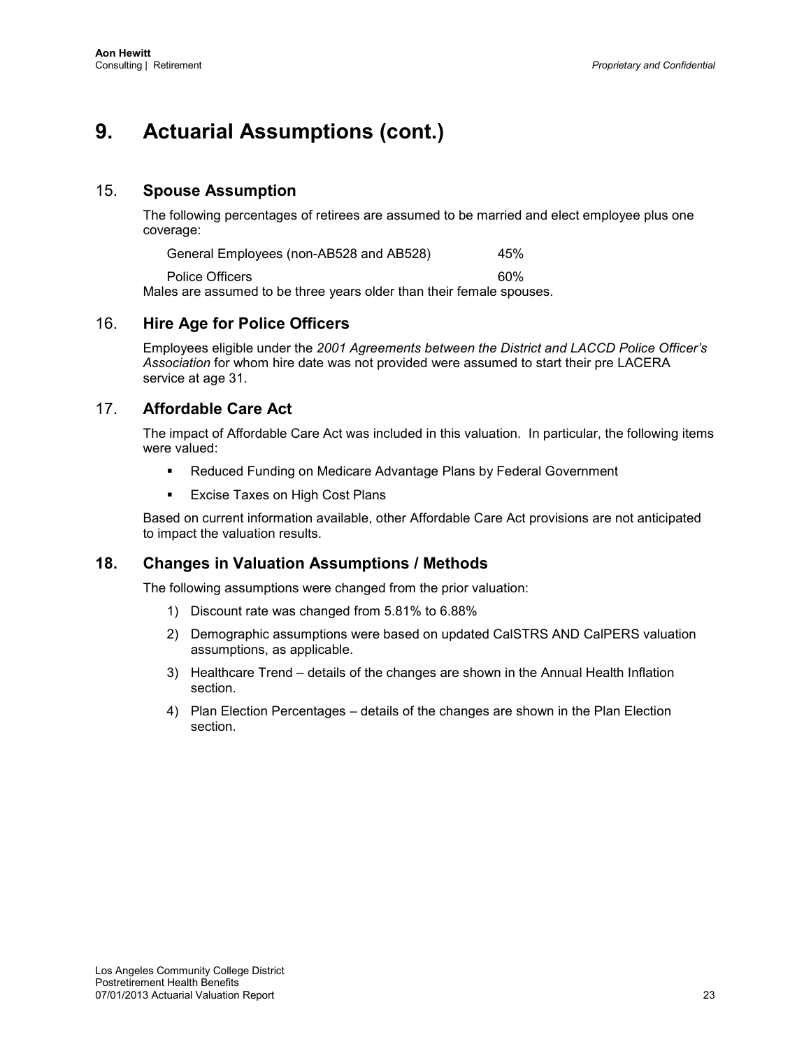# 9. Actuarial Assumptions (cont.)

## 15. Spouse Assumption

The following percentages of retirees are assumed to be married and elect employee plus one coverage:

| | |
|---|---|
| General Employees (non-AB528 and AB528) | 45% |
| Police Officers | 60% |

Males are assumed to be three years older than their female spouses.

## 16. Hire Age for Police Officers

Employees eligible under the *2001 Agreements between the District and LACCD Police Officer's Association* for whom hire date was not provided were assumed to start their pre LACERA service at age 31.

## 17. Affordable Care Act

The impact of Affordable Care Act was included in this valuation. In particular, the following items were valued:

- Reduced Funding on Medicare Advantage Plans by Federal Government
- Excise Taxes on High Cost Plans

Based on current information available, other Affordable Care Act provisions are not anticipated to impact the valuation results.

## 18. Changes in Valuation Assumptions / Methods

The following assumptions were changed from the prior valuation:

1) Discount rate was changed from 5.81% to 6.88%
2) Demographic assumptions were based on updated CalSTRS AND CalPERS valuation assumptions, as applicable.
3) Healthcare Trend – details of the changes are shown in the Annual Health Inflation section.
4) Plan Election Percentages – details of the changes are shown in the Plan Election section.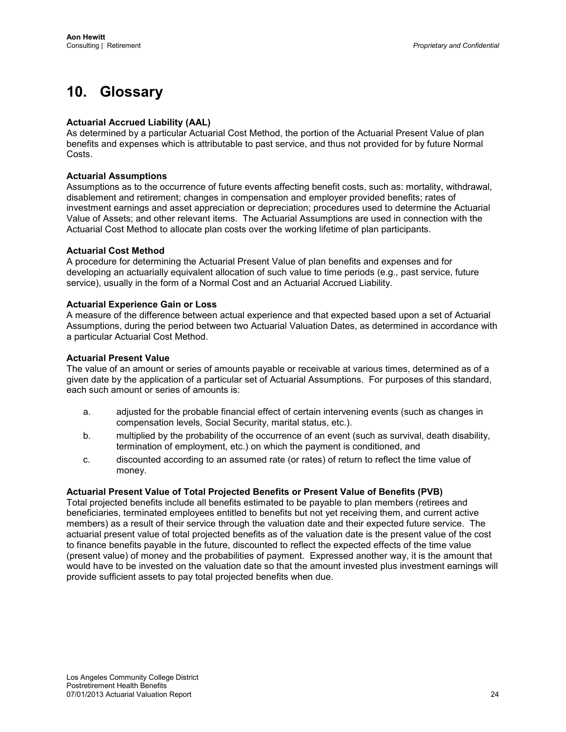# 10. Glossary

**Actuarial Accrued Liability (AAL)**
As determined by a particular Actuarial Cost Method, the portion of the Actuarial Present Value of plan benefits and expenses which is attributable to past service, and thus not provided for by future Normal Costs.

**Actuarial Assumptions**
Assumptions as to the occurrence of future events affecting benefit costs, such as: mortality, withdrawal, disablement and retirement; changes in compensation and employer provided benefits; rates of investment earnings and asset appreciation or depreciation; procedures used to determine the Actuarial Value of Assets; and other relevant items. The Actuarial Assumptions are used in connection with the Actuarial Cost Method to allocate plan costs over the working lifetime of plan participants.

**Actuarial Cost Method**
A procedure for determining the Actuarial Present Value of plan benefits and expenses and for developing an actuarially equivalent allocation of such value to time periods (e.g., past service, future service), usually in the form of a Normal Cost and an Actuarial Accrued Liability.

**Actuarial Experience Gain or Loss**
A measure of the difference between actual experience and that expected based upon a set of Actuarial Assumptions, during the period between two Actuarial Valuation Dates, as determined in accordance with a particular Actuarial Cost Method.

**Actuarial Present Value**
The value of an amount or series of amounts payable or receivable at various times, determined as of a given date by the application of a particular set of Actuarial Assumptions. For purposes of this standard, each such amount or series of amounts is:

a. adjusted for the probable financial effect of certain intervening events (such as changes in compensation levels, Social Security, marital status, etc.).

b. multiplied by the probability of the occurrence of an event (such as survival, death disability, termination of employment, etc.) on which the payment is conditioned, and

c. discounted according to an assumed rate (or rates) of return to reflect the time value of money.

**Actuarial Present Value of Total Projected Benefits or Present Value of Benefits (PVB)**
Total projected benefits include all benefits estimated to be payable to plan members (retirees and beneficiaries, terminated employees entitled to benefits but not yet receiving them, and current active members) as a result of their service through the valuation date and their expected future service. The actuarial present value of total projected benefits as of the valuation date is the present value of the cost to finance benefits payable in the future, discounted to reflect the expected effects of the time value (present value) of money and the probabilities of payment. Expressed another way, it is the amount that would have to be invested on the valuation date so that the amount invested plus investment earnings will provide sufficient assets to pay total projected benefits when due.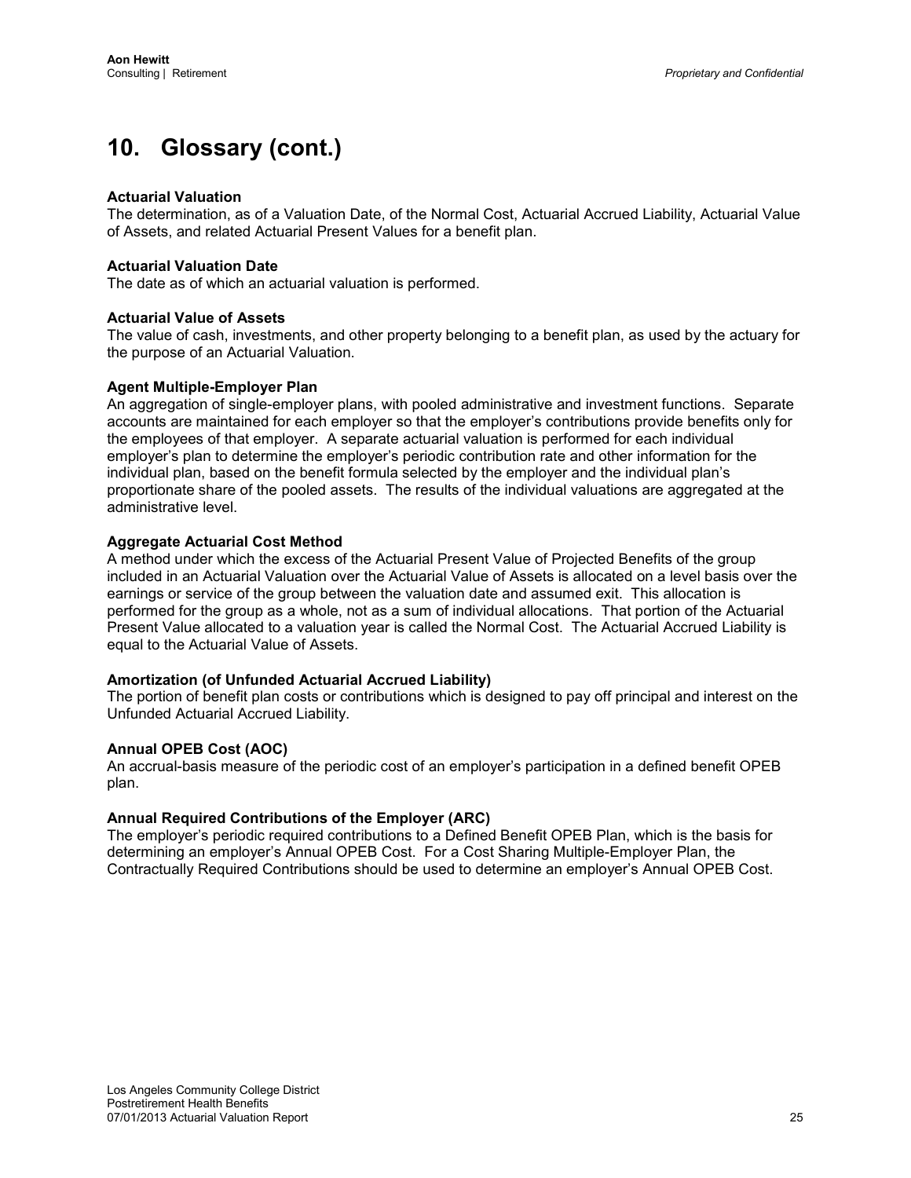# 10. Glossary (cont.)

**Actuarial Valuation**
The determination, as of a Valuation Date, of the Normal Cost, Actuarial Accrued Liability, Actuarial Value of Assets, and related Actuarial Present Values for a benefit plan.

**Actuarial Valuation Date**
The date as of which an actuarial valuation is performed.

**Actuarial Value of Assets**
The value of cash, investments, and other property belonging to a benefit plan, as used by the actuary for the purpose of an Actuarial Valuation.

**Agent Multiple-Employer Plan**
An aggregation of single-employer plans, with pooled administrative and investment functions. Separate accounts are maintained for each employer so that the employer's contributions provide benefits only for the employees of that employer. A separate actuarial valuation is performed for each individual employer's plan to determine the employer's periodic contribution rate and other information for the individual plan, based on the benefit formula selected by the employer and the individual plan's proportionate share of the pooled assets. The results of the individual valuations are aggregated at the administrative level.

**Aggregate Actuarial Cost Method**
A method under which the excess of the Actuarial Present Value of Projected Benefits of the group included in an Actuarial Valuation over the Actuarial Value of Assets is allocated on a level basis over the earnings or service of the group between the valuation date and assumed exit. This allocation is performed for the group as a whole, not as a sum of individual allocations. That portion of the Actuarial Present Value allocated to a valuation year is called the Normal Cost. The Actuarial Accrued Liability is equal to the Actuarial Value of Assets.

**Amortization (of Unfunded Actuarial Accrued Liability)**
The portion of benefit plan costs or contributions which is designed to pay off principal and interest on the Unfunded Actuarial Accrued Liability.

**Annual OPEB Cost (AOC)**
An accrual-basis measure of the periodic cost of an employer's participation in a defined benefit OPEB plan.

**Annual Required Contributions of the Employer (ARC)**
The employer's periodic required contributions to a Defined Benefit OPEB Plan, which is the basis for determining an employer's Annual OPEB Cost. For a Cost Sharing Multiple-Employer Plan, the Contractually Required Contributions should be used to determine an employer's Annual OPEB Cost.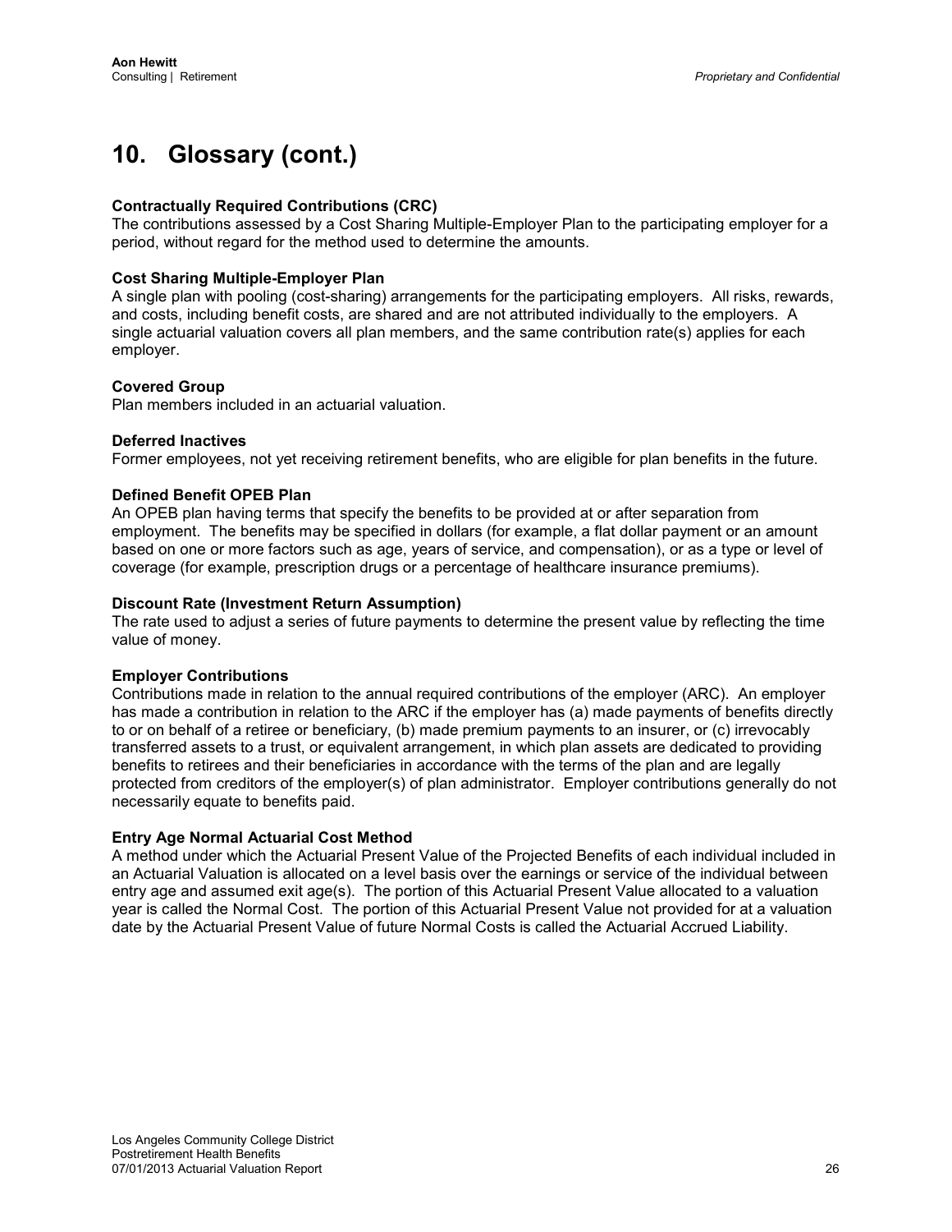# 10. Glossary (cont.)

**Contractually Required Contributions (CRC)**
The contributions assessed by a Cost Sharing Multiple-Employer Plan to the participating employer for a period, without regard for the method used to determine the amounts.

**Cost Sharing Multiple-Employer Plan**
A single plan with pooling (cost-sharing) arrangements for the participating employers. All risks, rewards, and costs, including benefit costs, are shared and are not attributed individually to the employers. A single actuarial valuation covers all plan members, and the same contribution rate(s) applies for each employer.

**Covered Group**
Plan members included in an actuarial valuation.

**Deferred Inactives**
Former employees, not yet receiving retirement benefits, who are eligible for plan benefits in the future.

**Defined Benefit OPEB Plan**
An OPEB plan having terms that specify the benefits to be provided at or after separation from employment. The benefits may be specified in dollars (for example, a flat dollar payment or an amount based on one or more factors such as age, years of service, and compensation), or as a type or level of coverage (for example, prescription drugs or a percentage of healthcare insurance premiums).

**Discount Rate (Investment Return Assumption)**
The rate used to adjust a series of future payments to determine the present value by reflecting the time value of money.

**Employer Contributions**
Contributions made in relation to the annual required contributions of the employer (ARC). An employer has made a contribution in relation to the ARC if the employer has (a) made payments of benefits directly to or on behalf of a retiree or beneficiary, (b) made premium payments to an insurer, or (c) irrevocably transferred assets to a trust, or equivalent arrangement, in which plan assets are dedicated to providing benefits to retirees and their beneficiaries in accordance with the terms of the plan and are legally protected from creditors of the employer(s) of plan administrator. Employer contributions generally do not necessarily equate to benefits paid.

**Entry Age Normal Actuarial Cost Method**
A method under which the Actuarial Present Value of the Projected Benefits of each individual included in an Actuarial Valuation is allocated on a level basis over the earnings or service of the individual between entry age and assumed exit age(s). The portion of this Actuarial Present Value allocated to a valuation year is called the Normal Cost. The portion of this Actuarial Present Value not provided for at a valuation date by the Actuarial Present Value of future Normal Costs is called the Actuarial Accrued Liability.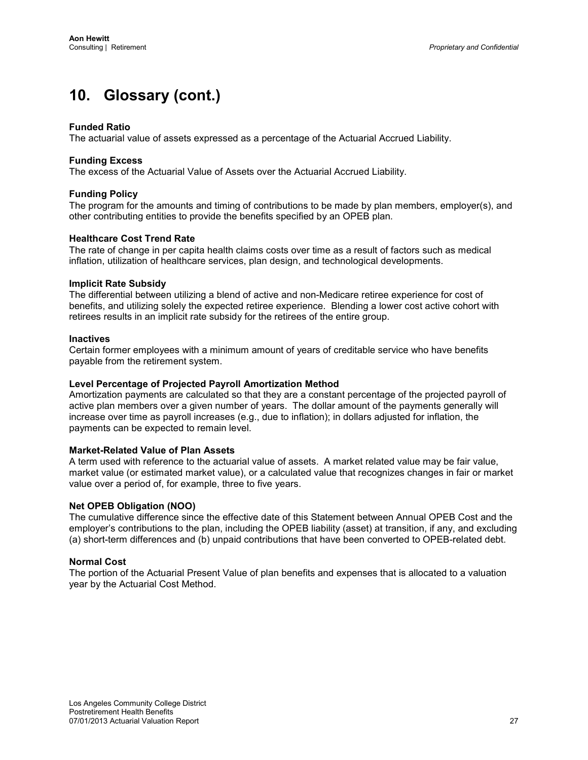# 10. Glossary (cont.)

**Funded Ratio**
The actuarial value of assets expressed as a percentage of the Actuarial Accrued Liability.

**Funding Excess**
The excess of the Actuarial Value of Assets over the Actuarial Accrued Liability.

**Funding Policy**
The program for the amounts and timing of contributions to be made by plan members, employer(s), and other contributing entities to provide the benefits specified by an OPEB plan.

**Healthcare Cost Trend Rate**
The rate of change in per capita health claims costs over time as a result of factors such as medical inflation, utilization of healthcare services, plan design, and technological developments.

**Implicit Rate Subsidy**
The differential between utilizing a blend of active and non-Medicare retiree experience for cost of benefits, and utilizing solely the expected retiree experience. Blending a lower cost active cohort with retirees results in an implicit rate subsidy for the retirees of the entire group.

**Inactives**
Certain former employees with a minimum amount of years of creditable service who have benefits payable from the retirement system.

**Level Percentage of Projected Payroll Amortization Method**
Amortization payments are calculated so that they are a constant percentage of the projected payroll of active plan members over a given number of years. The dollar amount of the payments generally will increase over time as payroll increases (e.g., due to inflation); in dollars adjusted for inflation, the payments can be expected to remain level.

**Market-Related Value of Plan Assets**
A term used with reference to the actuarial value of assets. A market related value may be fair value, market value (or estimated market value), or a calculated value that recognizes changes in fair or market value over a period of, for example, three to five years.

**Net OPEB Obligation (NOO)**
The cumulative difference since the effective date of this Statement between Annual OPEB Cost and the employer's contributions to the plan, including the OPEB liability (asset) at transition, if any, and excluding (a) short-term differences and (b) unpaid contributions that have been converted to OPEB-related debt.

**Normal Cost**
The portion of the Actuarial Present Value of plan benefits and expenses that is allocated to a valuation year by the Actuarial Cost Method.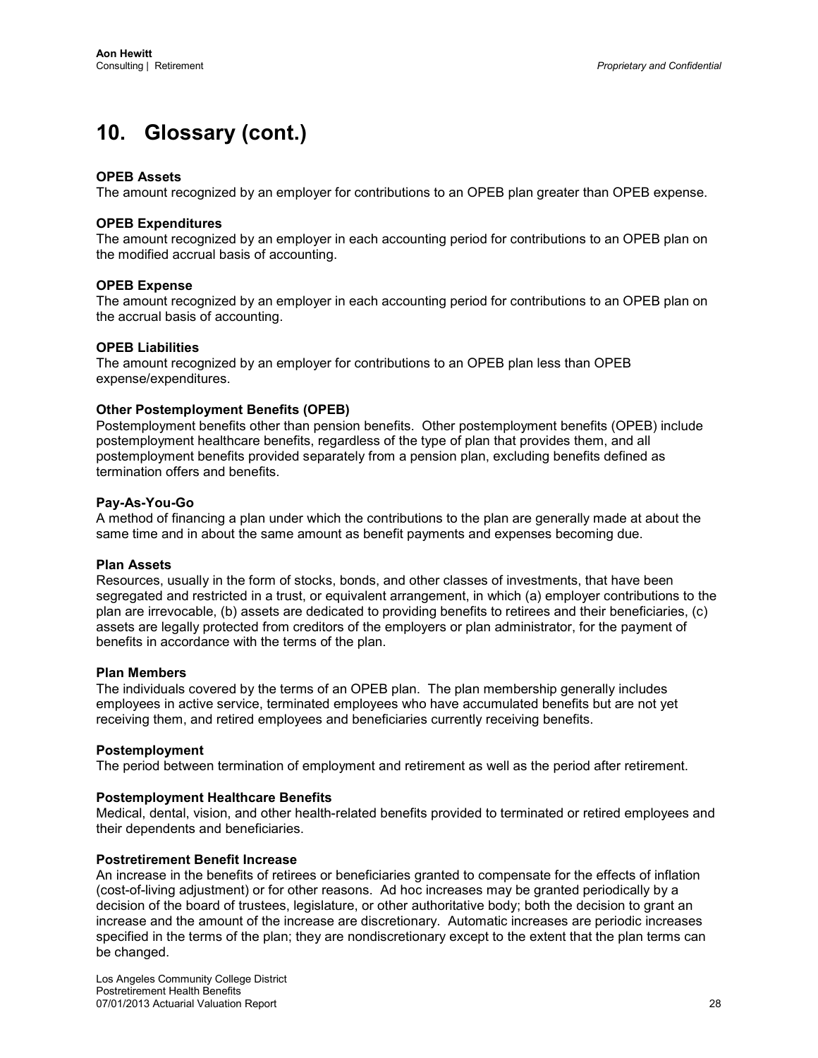# 10. Glossary (cont.)

**OPEB Assets**
The amount recognized by an employer for contributions to an OPEB plan greater than OPEB expense.

**OPEB Expenditures**
The amount recognized by an employer in each accounting period for contributions to an OPEB plan on the modified accrual basis of accounting.

**OPEB Expense**
The amount recognized by an employer in each accounting period for contributions to an OPEB plan on the accrual basis of accounting.

**OPEB Liabilities**
The amount recognized by an employer for contributions to an OPEB plan less than OPEB expense/expenditures.

**Other Postemployment Benefits (OPEB)**
Postemployment benefits other than pension benefits. Other postemployment benefits (OPEB) include postemployment healthcare benefits, regardless of the type of plan that provides them, and all postemployment benefits provided separately from a pension plan, excluding benefits defined as termination offers and benefits.

**Pay-As-You-Go**
A method of financing a plan under which the contributions to the plan are generally made at about the same time and in about the same amount as benefit payments and expenses becoming due.

**Plan Assets**
Resources, usually in the form of stocks, bonds, and other classes of investments, that have been segregated and restricted in a trust, or equivalent arrangement, in which (a) employer contributions to the plan are irrevocable, (b) assets are dedicated to providing benefits to retirees and their beneficiaries, (c) assets are legally protected from creditors of the employers or plan administrator, for the payment of benefits in accordance with the terms of the plan.

**Plan Members**
The individuals covered by the terms of an OPEB plan. The plan membership generally includes employees in active service, terminated employees who have accumulated benefits but are not yet receiving them, and retired employees and beneficiaries currently receiving benefits.

**Postemployment**
The period between termination of employment and retirement as well as the period after retirement.

**Postemployment Healthcare Benefits**
Medical, dental, vision, and other health-related benefits provided to terminated or retired employees and their dependents and beneficiaries.

**Postretirement Benefit Increase**
An increase in the benefits of retirees or beneficiaries granted to compensate for the effects of inflation (cost-of-living adjustment) or for other reasons. Ad hoc increases may be granted periodically by a decision of the board of trustees, legislature, or other authoritative body; both the decision to grant an increase and the amount of the increase are discretionary. Automatic increases are periodic increases specified in the terms of the plan; they are nondiscretionary except to the extent that the plan terms can be changed.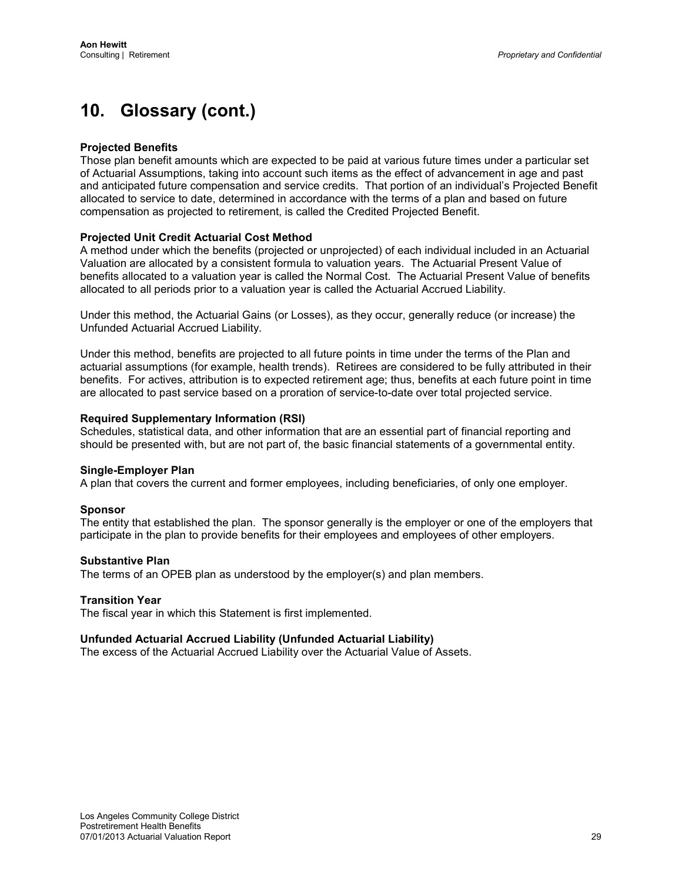# 10. Glossary (cont.)

**Projected Benefits**
Those plan benefit amounts which are expected to be paid at various future times under a particular set of Actuarial Assumptions, taking into account such items as the effect of advancement in age and past and anticipated future compensation and service credits. That portion of an individual's Projected Benefit allocated to service to date, determined in accordance with the terms of a plan and based on future compensation as projected to retirement, is called the Credited Projected Benefit.

**Projected Unit Credit Actuarial Cost Method**
A method under which the benefits (projected or unprojected) of each individual included in an Actuarial Valuation are allocated by a consistent formula to valuation years. The Actuarial Present Value of benefits allocated to a valuation year is called the Normal Cost. The Actuarial Present Value of benefits allocated to all periods prior to a valuation year is called the Actuarial Accrued Liability.

Under this method, the Actuarial Gains (or Losses), as they occur, generally reduce (or increase) the Unfunded Actuarial Accrued Liability.

Under this method, benefits are projected to all future points in time under the terms of the Plan and actuarial assumptions (for example, health trends). Retirees are considered to be fully attributed in their benefits. For actives, attribution is to expected retirement age; thus, benefits at each future point in time are allocated to past service based on a proration of service-to-date over total projected service.

**Required Supplementary Information (RSI)**
Schedules, statistical data, and other information that are an essential part of financial reporting and should be presented with, but are not part of, the basic financial statements of a governmental entity.

**Single-Employer Plan**
A plan that covers the current and former employees, including beneficiaries, of only one employer.

**Sponsor**
The entity that established the plan. The sponsor generally is the employer or one of the employers that participate in the plan to provide benefits for their employees and employees of other employers.

**Substantive Plan**
The terms of an OPEB plan as understood by the employer(s) and plan members.

**Transition Year**
The fiscal year in which this Statement is first implemented.

**Unfunded Actuarial Accrued Liability (Unfunded Actuarial Liability)**
The excess of the Actuarial Accrued Liability over the Actuarial Value of Assets.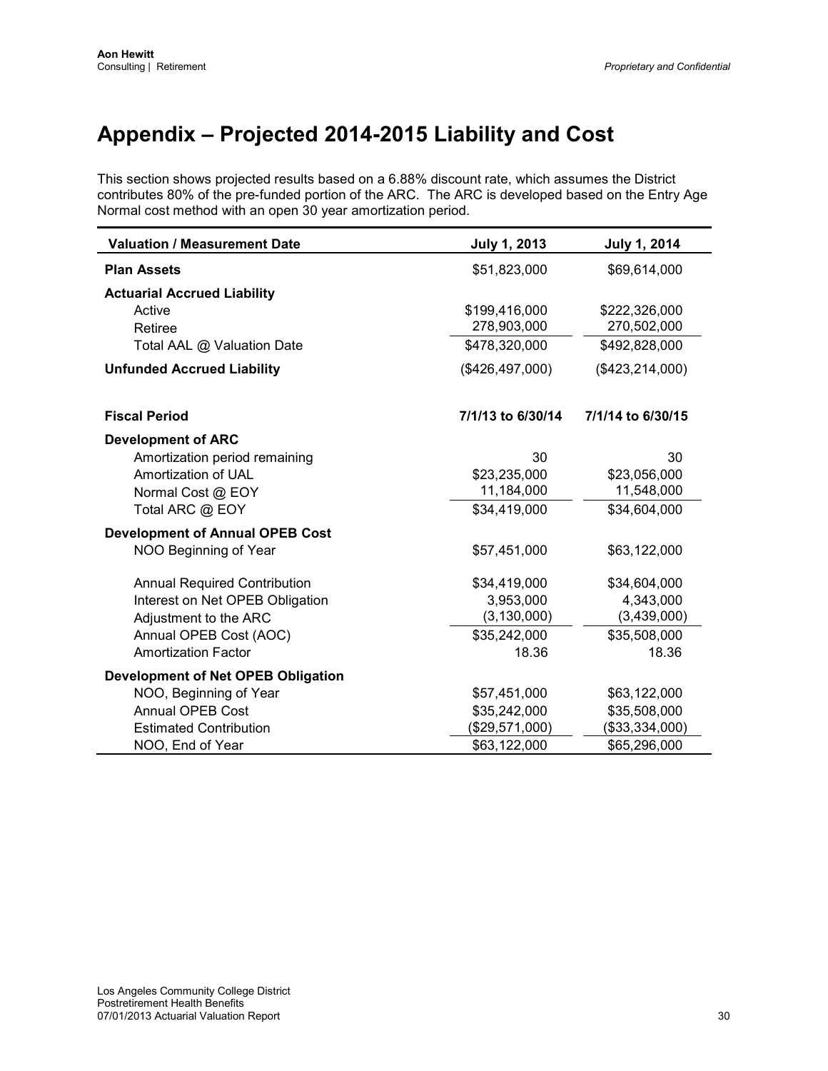# Appendix – Projected 2014-2015 Liability and Cost

This section shows projected results based on a 6.88% discount rate, which assumes the District contributes 80% of the pre-funded portion of the ARC. The ARC is developed based on the Entry Age Normal cost method with an open 30 year amortization period.

| **Valuation / Measurement Date** | **July 1, 2013** | **July 1, 2014** |
|---|---|---|
| **Plan Assets** | \$51,823,000 | \$69,614,000 |
| **Actuarial Accrued Liability** | | |
| Active | \$199,416,000 | \$222,326,000 |
| Retiree | 278,903,000 | 270,502,000 |
| Total AAL @ Valuation Date | \$478,320,000 | \$492,828,000 |
| **Unfunded Accrued Liability** | (\$426,497,000) | (\$423,214,000) |
| | | |
| **Fiscal Period** | **7/1/13 to 6/30/14** | **7/1/14 to 6/30/15** |
| **Development of ARC** | | |
| Amortization period remaining | 30 | 30 |
| Amortization of UAL | \$23,235,000 | \$23,056,000 |
| Normal Cost @ EOY | 11,184,000 | 11,548,000 |
| Total ARC @ EOY | \$34,419,000 | \$34,604,000 |
| **Development of Annual OPEB Cost** | | |
| NOO Beginning of Year | \$57,451,000 | \$63,122,000 |
| Annual Required Contribution | \$34,419,000 | \$34,604,000 |
| Interest on Net OPEB Obligation | 3,953,000 | 4,343,000 |
| Adjustment to the ARC | (3,130,000) | (3,439,000) |
| Annual OPEB Cost (AOC) | \$35,242,000 | \$35,508,000 |
| Amortization Factor | 18.36 | 18.36 |
| **Development of Net OPEB Obligation** | | |
| NOO, Beginning of Year | \$57,451,000 | \$63,122,000 |
| Annual OPEB Cost | \$35,242,000 | \$35,508,000 |
| Estimated Contribution | (\$29,571,000) | (\$33,334,000) |
| NOO, End of Year | \$63,122,000 | \$65,296,000 |